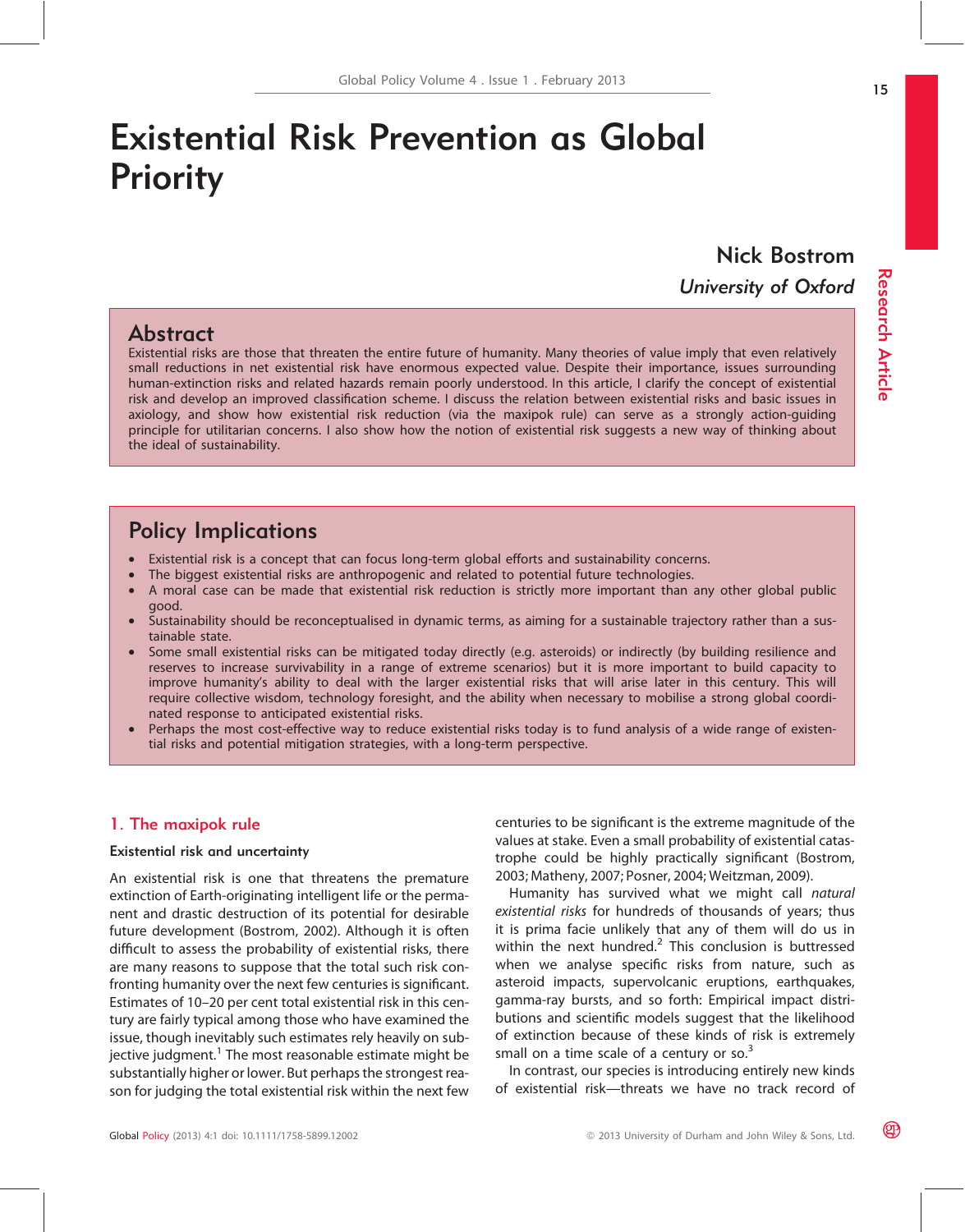# Existential Risk Prevention as Global Priority

**Nick Bostrom**

*University of Oxford*

Research Article

## Abstract

Existential risks are those that threaten the entire future of humanity. Many theories of value imply that even relatively small reductions in net existential risk have enormous expected value. Despite their importance, issues surrounding human-extinction risks and related hazards remain poorly understood. In this article, I clarify the concept of existential risk and develop an improved classification scheme. I discuss the relation between existential risks and basic issues in axiology, and show how existential risk reduction (via the maxipok rule) can serve as a strongly action-guiding principle for utilitarian concerns. I also show how the notion of existential risk suggests a new way of thinking about the ideal of sustainability.

## Policy Implications

- Existential risk is a concept that can focus long-term global efforts and sustainability concerns.
- The biggest existential risks are anthropogenic and related to potential future technologies.
- A moral case can be made that existential risk reduction is strictly more important than any other global public good.
- Sustainability should be reconceptualised in dynamic terms, as aiming for a sustainable trajectory rather than a sustainable state.
- Some small existential risks can be mitigated today directly (e.g. asteroids) or indirectly (by building resilience and reserves to increase survivability in a range of extreme scenarios) but it is more important to build capacity to improve humanity's ability to deal with the larger existential risks that will arise later in this century. This will require collective wisdom, technology foresight, and the ability when necessary to mobilise a strong global coordinated response to anticipated existential risks.
- Perhaps the most cost-effective way to reduce existential risks today is to fund analysis of a wide range of existential risks and potential mitigation strategies, with a long-term perspective.

## 1. The maxipok rule

### Existential risk and uncertainty

An existential risk is one that threatens the premature extinction of Earth-originating intelligent life or the permanent and drastic destruction of its potential for desirable future development (Bostrom, 2002). Although it is often difficult to assess the probability of existential risks, there are many reasons to suppose that the total such risk confronting humanity over the next few centuries is significant. Estimates of 10–20 per cent total existential risk in this century are fairly typical among those who have examined the issue, though inevitably such estimates rely heavily on subjective judgment.[1] The most reasonable estimate might be substantially higher or lower. But perhaps the strongest reason for judging the total existential risk within the next few centuries to be significant is the extreme magnitude of the values at stake. Even a small probability of existential catastrophe could be highly practically significant (Bostrom, 2003; Matheny, 2007; Posner, 2004; Weitzman, 2009).

Humanity has survived what we might call *natural existential risks* for hundreds of thousands of years; thus it is prima facie unlikely that any of them will do us in within the next hundred.[2] This conclusion is buttressed when we analyse specific risks from nature, such as asteroid impacts, supervolcanic eruptions, earthquakes, gamma-ray bursts, and so forth: Empirical impact distributions and scientific models suggest that the likelihood of extinction because of these kinds of risk is extremely small on a time scale of a century or so.[3]

In contrast, our species is introducing entirely new kinds of existential risk—threats we have no track record of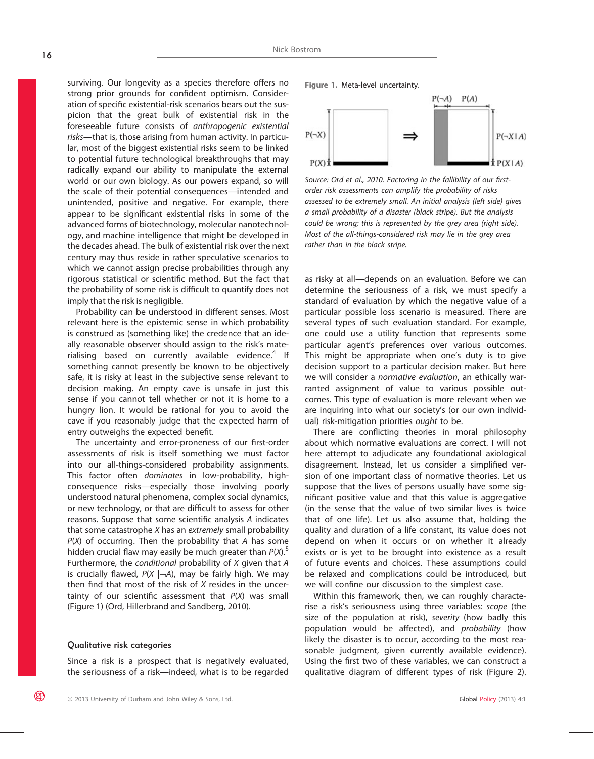surviving. Our longevity as a species therefore offers no strong prior grounds for confident optimism. Consideration of specific existential-risk scenarios bears out the suspicion that the great bulk of existential risk in the foreseeable future consists of *anthropogenic existential risks*—that is, those arising from human activity. In particular, most of the biggest existential risks seem to be linked to potential future technological breakthroughs that may radically expand our ability to manipulate the external world or our own biology. As our powers expand, so will the scale of their potential consequences—intended and unintended, positive and negative. For example, there appear to be significant existential risks in some of the advanced forms of biotechnology, molecular nanotechnology, and machine intelligence that might be developed in the decades ahead. The bulk of existential risk over the next century may thus reside in rather speculative scenarios to which we cannot assign precise probabilities through any rigorous statistical or scientific method. But the fact that the probability of some risk is difficult to quantify does not imply that the risk is negligible.

Probability can be understood in different senses. Most relevant here is the epistemic sense in which probability is construed as (something like) the credence that an ideally reasonable observer should assign to the risk's materialising based on currently available evidence.[4] If something cannot presently be known to be objectively safe, it is risky at least in the subjective sense relevant to decision making. An empty cave is unsafe in just this sense if you cannot tell whether or not it is home to a hungry lion. It would be rational for you to avoid the cave if you reasonably judge that the expected harm of entry outweighs the expected benefit.

The uncertainty and error-proneness of our first-order assessments of risk is itself something we must factor into our all-things-considered probability assignments. This factor often *dominates* in low-probability, high-consequence risks—especially those involving poorly understood natural phenomena, complex social dynamics, or new technology, or that are difficult to assess for other reasons. Suppose that some scientific analysis $A$ indicates that some catastrophe $X$ has an *extremely* small probability $P(X)$ of occurring. Then the probability that $A$ has some hidden crucial flaw may easily be much greater than $P(X)$.[5] Furthermore, the *conditional* probability of $X$ given that $A$ is crucially flawed, $P(X \mid \neg A)$, may be fairly high. We may then find that most of the risk of $X$ resides in the uncertainty of our scientific assessment that $P(X)$ was small (Figure 1) (Ord, Hillerbrand and Sandberg, 2010).

Figure 1. Meta-level uncertainty.

P(¬X)
P(X)
⇒
P(¬A)   P(A)
P(¬X | A)
P(X | A)

*Source: Ord et al., 2010. Factoring in the fallibility of our first-order risk assessments can amplify the probability of risks assessed to be extremely small. An initial analysis (left side) gives a small probability of a disaster (black stripe). But the analysis could be wrong; this is represented by the grey area (right side). Most of the all-things-considered risk may lie in the grey area rather than in the black stripe.*

## Qualitative risk categories

Since a risk is a prospect that is negatively evaluated, the seriousness of a risk—indeed, what is to be regarded as risky at all—depends on an evaluation. Before we can determine the seriousness of a risk, we must specify a standard of evaluation by which the negative value of a particular possible loss scenario is measured. There are several types of such evaluation standard. For example, one could use a utility function that represents some particular agent's preferences over various outcomes. This might be appropriate when one's duty is to give decision support to a particular decision maker. But here we will consider a *normative evaluation*, an ethically warranted assignment of value to various possible outcomes. This type of evaluation is more relevant when we are inquiring into what our society's (or our own individual) risk-mitigation priorities *ought* to be.

There are conflicting theories in moral philosophy about which normative evaluations are correct. I will not here attempt to adjudicate any foundational axiological disagreement. Instead, let us consider a simplified version of one important class of normative theories. Let us suppose that the lives of persons usually have some significant positive value and that this value is aggregative (in the sense that the value of two similar lives is twice that of one life). Let us also assume that, holding the quality and duration of a life constant, its value does not depend on when it occurs or on whether it already exists or is yet to be brought into existence as a result of future events and choices. These assumptions could be relaxed and complications could be introduced, but we will confine our discussion to the simplest case.

Within this framework, then, we can roughly characterise a risk's seriousness using three variables: *scope* (the size of the population at risk), *severity* (how badly this population would be affected), and *probability* (how likely the disaster is to occur, according to the most reasonable judgment, given currently available evidence). Using the first two of these variables, we can construct a qualitative diagram of different types of risk (Figure 2).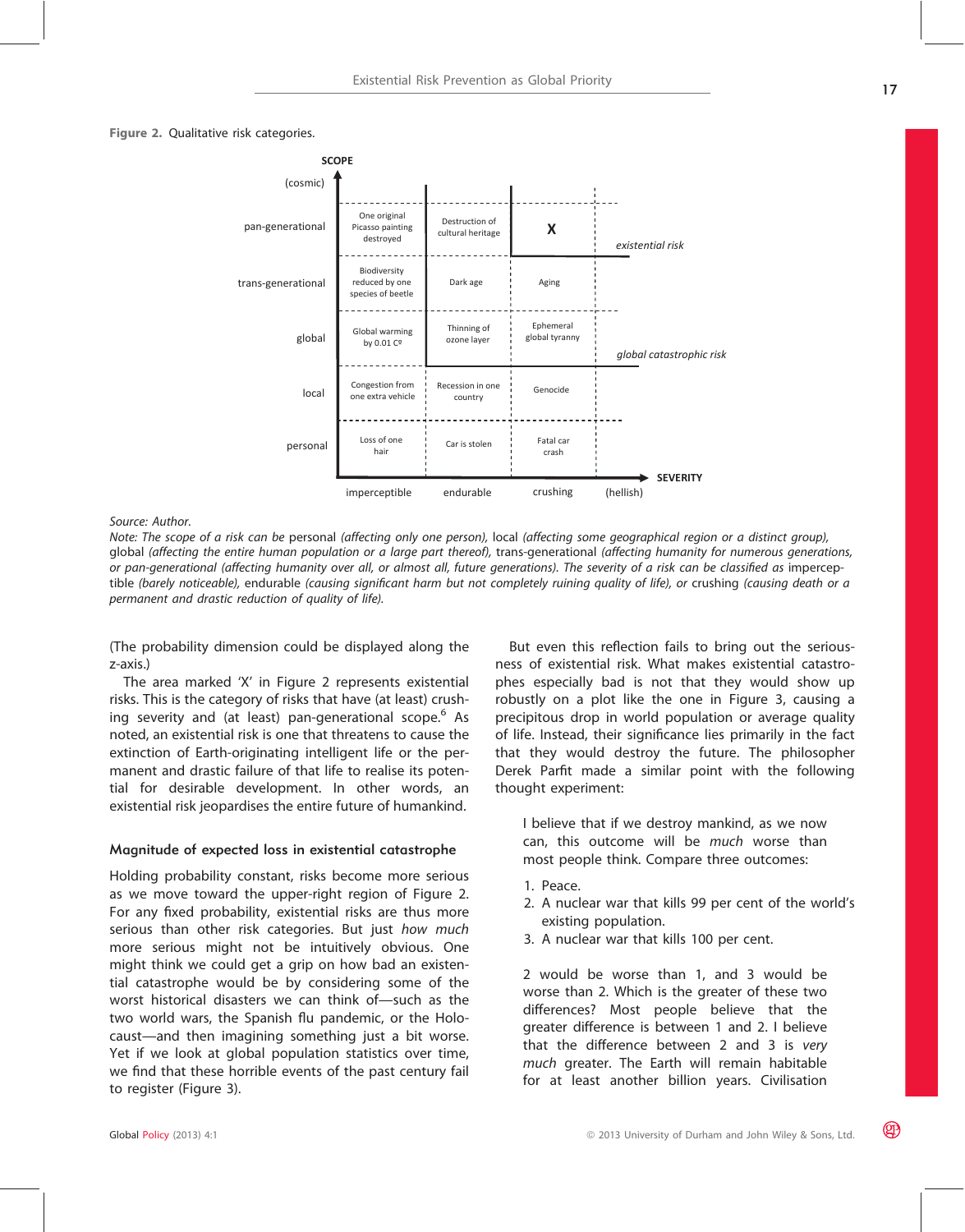**Figure 2.** Qualitative risk categories.

| SCOPE | imperceptible | endurable | crushing | (hellish) |
|---|---|---|---|---|
| (cosmic) | | | | |
| pan-generational | One original Picasso painting destroyed | Destruction of cultural heritage | X | *existential risk* |
| trans-generational | Biodiversity reduced by one species of beetle | Dark age | Aging | |
| global | Global warming by 0.01 Cº | Thinning of ozone layer | Ephemeral global tyranny | *global catastrophic risk* |
| local | Congestion from one extra vehicle | Recession in one country | Genocide | |
| personal | Loss of one hair | Car is stolen | Fatal car crash | |

SEVERITY

*Source: Author.*

*Note: The scope of a risk can be* personal *(affecting only one person),* local *(affecting some geographical region or a distinct group),* global *(affecting the entire human population or a large part thereof),* trans-generational *(affecting humanity for numerous generations, or* pan-generational *(affecting humanity over all, or almost all, future generations). The severity of a risk can be classified as* imperceptible *(barely noticeable),* endurable *(causing significant harm but not completely ruining quality of life), or* crushing *(causing death or a permanent and drastic reduction of quality of life).*

(The probability dimension could be displayed along the z-axis.)

The area marked 'X' in Figure 2 represents existential risks. This is the category of risks that have (at least) crushing severity and (at least) pan-generational scope.[6] As noted, an existential risk is one that threatens to cause the extinction of Earth-originating intelligent life or the permanent and drastic failure of that life to realise its potential for desirable development. In other words, an existential risk jeopardises the entire future of humankind.

### Magnitude of expected loss in existential catastrophe

Holding probability constant, risks become more serious as we move toward the upper-right region of Figure 2. For any fixed probability, existential risks are thus more serious than other risk categories. But just *how much* more serious might not be intuitively obvious. One might think we could get a grip on how bad an existential catastrophe would be by considering some of the worst historical disasters we can think of—such as the two world wars, the Spanish flu pandemic, or the Holocaust—and then imagining something just a bit worse. Yet if we look at global population statistics over time, we find that these horrible events of the past century fail to register (Figure 3).

But even this reflection fails to bring out the seriousness of existential risk. What makes existential catastrophes especially bad is not that they would show up robustly on a plot like the one in Figure 3, causing a precipitous drop in world population or average quality of life. Instead, their significance lies primarily in the fact that they would destroy the future. The philosopher Derek Parfit made a similar point with the following thought experiment:

> I believe that if we destroy mankind, as we now can, this outcome will be *much* worse than most people think. Compare three outcomes:
>
> 1. Peace.
> 2. A nuclear war that kills 99 per cent of the world's existing population.
> 3. A nuclear war that kills 100 per cent.
>
> 2 would be worse than 1, and 3 would be worse than 2. Which is the greater of these two differences? Most people believe that the greater difference is between 1 and 2. I believe that the difference between 2 and 3 is *very much* greater. The Earth will remain habitable for at least another billion years. Civilisation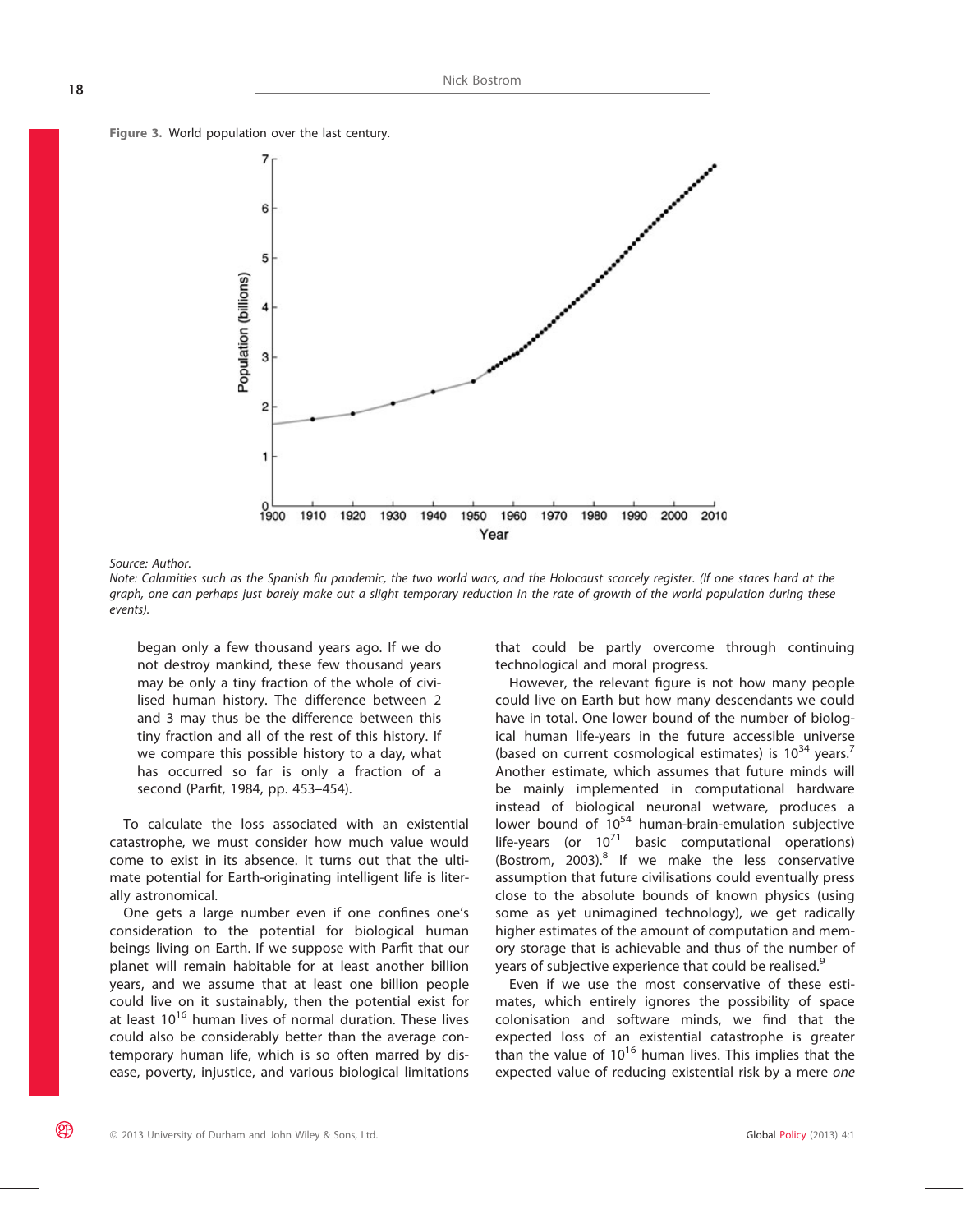**Figure 3.** World population over the last century.

*Source:* Author.

*Note:* Calamities such as the Spanish flu pandemic, the two world wars, and the Holocaust scarcely register. (If one stares hard at the graph, one can perhaps just barely make out a slight temporary reduction in the rate of growth of the world population during these events).

> began only a few thousand years ago. If we do not destroy mankind, these few thousand years may be only a tiny fraction of the whole of civilised human history. The difference between 2 and 3 may thus be the difference between this tiny fraction and all of the rest of this history. If we compare this possible history to a day, what has occurred so far is only a fraction of a second (Parfit, 1984, pp. 453–454).

To calculate the loss associated with an existential catastrophe, we must consider how much value would come to exist in its absence. It turns out that the ultimate potential for Earth-originating intelligent life is literally astronomical.

One gets a large number even if one confines one's consideration to the potential for biological human beings living on Earth. If we suppose with Parfit that our planet will remain habitable for at least another billion years, and we assume that at least one billion people could live on it sustainably, then the potential exist for at least $10^{16}$ human lives of normal duration. These lives could also be considerably better than the average contemporary human life, which is so often marred by disease, poverty, injustice, and various biological limitations that could be partly overcome through continuing technological and moral progress.

However, the relevant figure is not how many people could live on Earth but how many descendants we could have in total. One lower bound of the number of biological human life-years in the future accessible universe (based on current cosmological estimates) is $10^{34}$ years.[7] Another estimate, which assumes that future minds will be mainly implemented in computational hardware instead of biological neuronal wetware, produces a lower bound of $10^{54}$ human-brain-emulation subjective life-years (or $10^{71}$ basic computational operations) (Bostrom, 2003).[8] If we make the less conservative assumption that future civilisations could eventually press close to the absolute bounds of known physics (using some as yet unimagined technology), we get radically higher estimates of the amount of computation and memory storage that is achievable and thus of the number of years of subjective experience that could be realised.[9]

Even if we use the most conservative of these estimates, which entirely ignores the possibility of space colonisation and software minds, we find that the expected loss of an existential catastrophe is greater than the value of $10^{16}$ human lives. This implies that the expected value of reducing existential risk by a mere *one*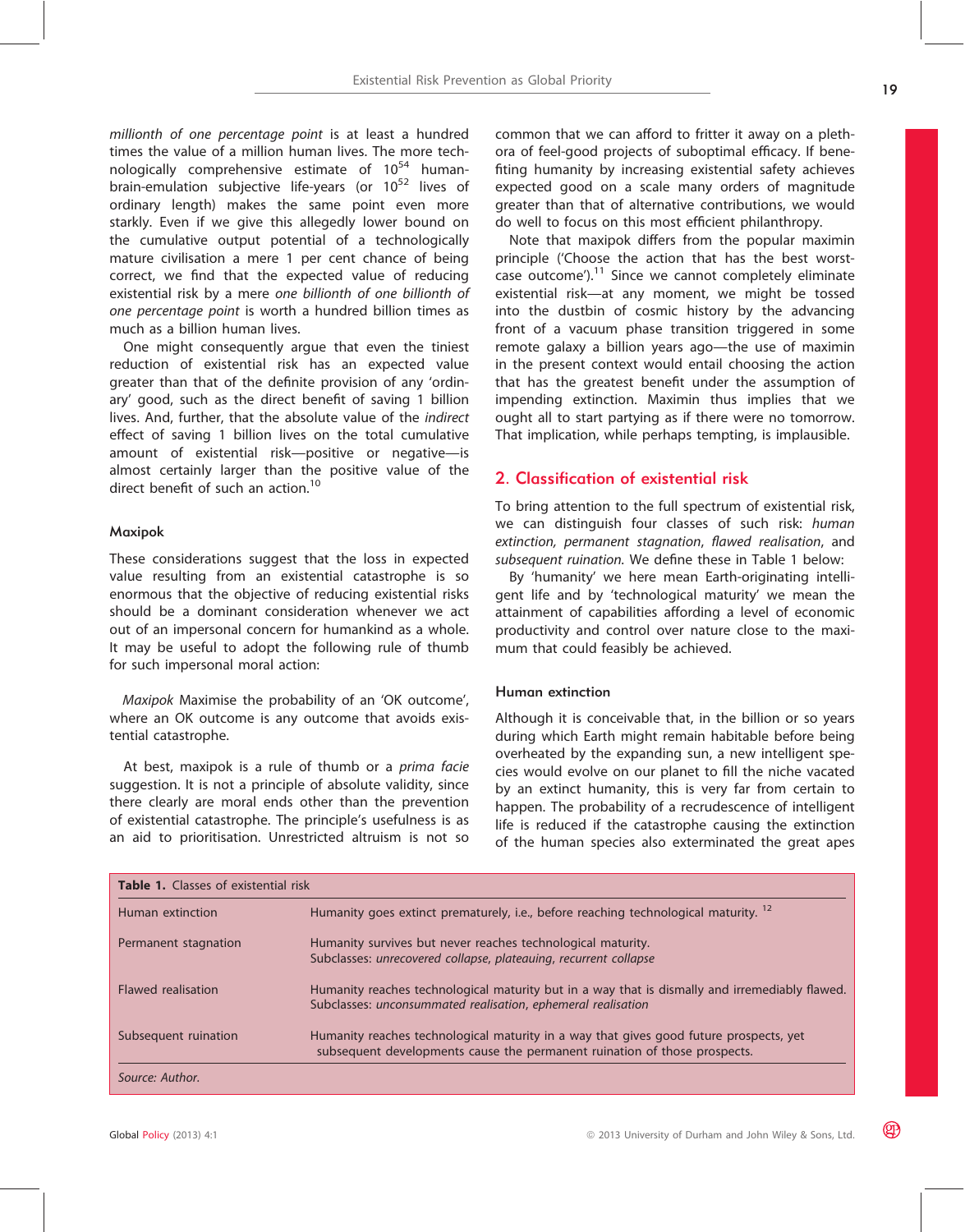*millionth of one percentage point* is at least a hundred times the value of a million human lives. The more technologically comprehensive estimate of $10^{54}$ human-brain-emulation subjective life-years (or $10^{52}$ lives of ordinary length) makes the same point even more starkly. Even if we give this allegedly lower bound on the cumulative output potential of a technologically mature civilisation a mere 1 per cent chance of being correct, we find that the expected value of reducing existential risk by a mere *one billionth of one billionth of one percentage point* is worth a hundred billion times as much as a billion human lives.

One might consequently argue that even the tiniest reduction of existential risk has an expected value greater than that of the definite provision of any 'ordinary' good, such as the direct benefit of saving 1 billion lives. And, further, that the absolute value of the *indirect* effect of saving 1 billion lives on the total cumulative amount of existential risk—positive or negative—is almost certainly larger than the positive value of the direct benefit of such an action.[10]

### Maxipok

These considerations suggest that the loss in expected value resulting from an existential catastrophe is so enormous that the objective of reducing existential risks should be a dominant consideration whenever we act out of an impersonal concern for humankind as a whole. It may be useful to adopt the following rule of thumb for such impersonal moral action:

*Maxipok* Maximise the probability of an 'OK outcome', where an OK outcome is any outcome that avoids existential catastrophe.

At best, maxipok is a rule of thumb or a *prima facie* suggestion. It is not a principle of absolute validity, since there clearly are moral ends other than the prevention of existential catastrophe. The principle's usefulness is as an aid to prioritisation. Unrestricted altruism is not so common that we can afford to fritter it away on a plethora of feel-good projects of suboptimal efficacy. If benefiting humanity by increasing existential safety achieves expected good on a scale many orders of magnitude greater than that of alternative contributions, we would do well to focus on this most efficient philanthropy.

Note that maxipok differs from the popular maximin principle ('Choose the action that has the best worst-case outcome').[11] Since we cannot completely eliminate existential risk—at any moment, we might be tossed into the dustbin of cosmic history by the advancing front of a vacuum phase transition triggered in some remote galaxy a billion years ago—the use of maximin in the present context would entail choosing the action that has the greatest benefit under the assumption of impending extinction. Maximin thus implies that we ought all to start partying as if there were no tomorrow. That implication, while perhaps tempting, is implausible.

## 2. Classification of existential risk

To bring attention to the full spectrum of existential risk, we can distinguish four classes of such risk: *human extinction, permanent stagnation*, *flawed realisation*, and *subsequent ruination.* We define these in Table 1 below:

By 'humanity' we here mean Earth-originating intelligent life and by 'technological maturity' we mean the attainment of capabilities affording a level of economic productivity and control over nature close to the maximum that could feasibly be achieved.

### Human extinction

Although it is conceivable that, in the billion or so years during which Earth might remain habitable before being overheated by the expanding sun, a new intelligent species would evolve on our planet to fill the niche vacated by an extinct humanity, this is very far from certain to happen. The probability of a recrudescence of intelligent life is reduced if the catastrophe causing the extinction of the human species also exterminated the great apes

**Table 1.** Classes of existential risk

| | |
|---|---|
| Human extinction | Humanity goes extinct prematurely, i.e., before reaching technological maturity.[12] |
| Permanent stagnation | Humanity survives but never reaches technological maturity. Subclasses: *unrecovered collapse, plateauing, recurrent collapse* |
| Flawed realisation | Humanity reaches technological maturity but in a way that is dismally and irremediably flawed. Subclasses: *unconsummated realisation, ephemeral realisation* |
| Subsequent ruination | Humanity reaches technological maturity in a way that gives good future prospects, yet subsequent developments cause the permanent ruination of those prospects. |

*Source: Author.*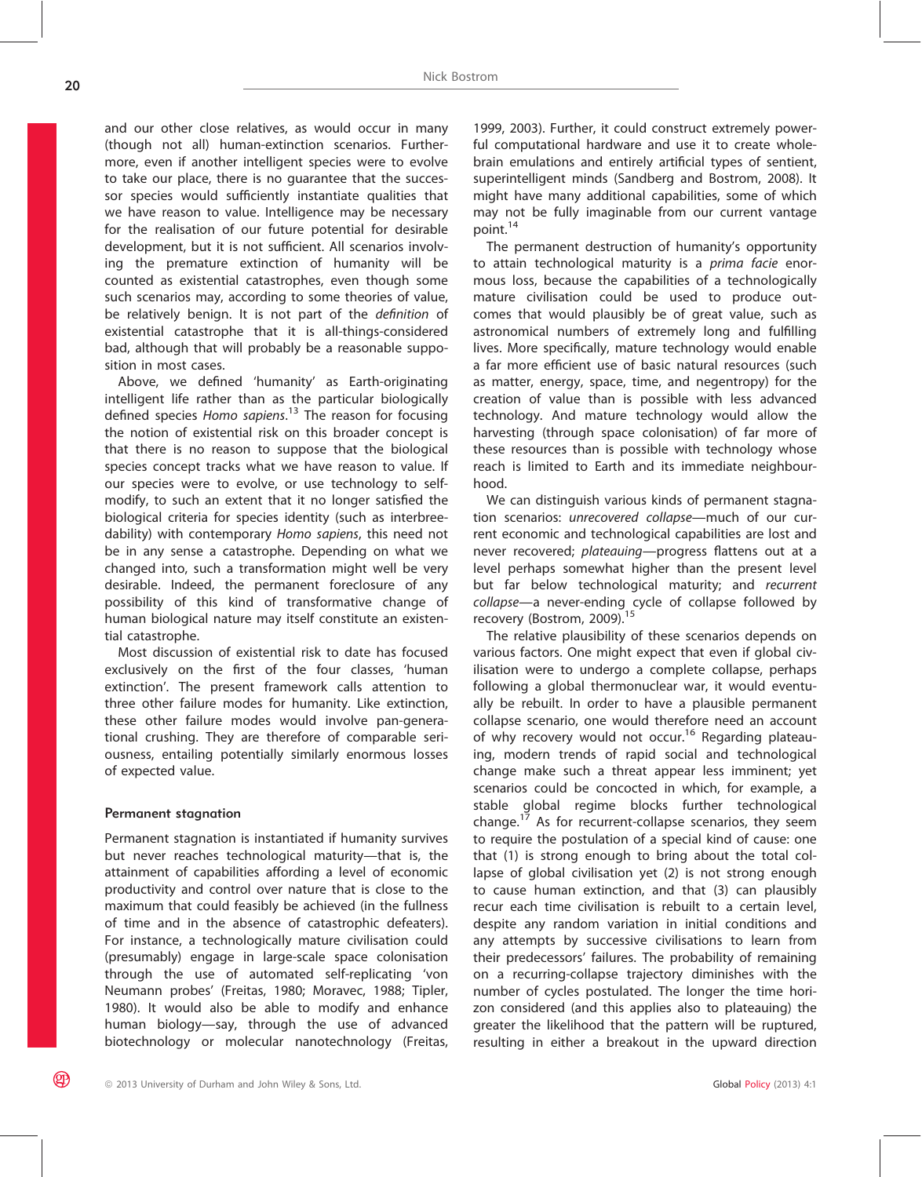and our other close relatives, as would occur in many (though not all) human-extinction scenarios. Furthermore, even if another intelligent species were to evolve to take our place, there is no guarantee that the successor species would sufficiently instantiate qualities that we have reason to value. Intelligence may be necessary for the realisation of our future potential for desirable development, but it is not sufficient. All scenarios involving the premature extinction of humanity will be counted as existential catastrophes, even though some such scenarios may, according to some theories of value, be relatively benign. It is not part of the *definition* of existential catastrophe that it is all-things-considered bad, although that will probably be a reasonable supposition in most cases.

Above, we defined 'humanity' as Earth-originating intelligent life rather than as the particular biologically defined species *Homo sapiens*.[13] The reason for focusing the notion of existential risk on this broader concept is that there is no reason to suppose that the biological species concept tracks what we have reason to value. If our species were to evolve, or use technology to self-modify, to such an extent that it no longer satisfied the biological criteria for species identity (such as interbreedability) with contemporary *Homo sapiens*, this need not be in any sense a catastrophe. Depending on what we changed into, such a transformation might well be very desirable. Indeed, the permanent foreclosure of any possibility of this kind of transformative change of human biological nature may itself constitute an existential catastrophe.

Most discussion of existential risk to date has focused exclusively on the first of the four classes, 'human extinction'. The present framework calls attention to three other failure modes for humanity. Like extinction, these other failure modes would involve pan-generational crushing. They are therefore of comparable seriousness, entailing potentially similarly enormous losses of expected value.

### Permanent stagnation

Permanent stagnation is instantiated if humanity survives but never reaches technological maturity—that is, the attainment of capabilities affording a level of economic productivity and control over nature that is close to the maximum that could feasibly be achieved (in the fullness of time and in the absence of catastrophic defeaters). For instance, a technologically mature civilisation could (presumably) engage in large-scale space colonisation through the use of automated self-replicating 'von Neumann probes' (Freitas, 1980; Moravec, 1988; Tipler, 1980). It would also be able to modify and enhance human biology—say, through the use of advanced biotechnology or molecular nanotechnology (Freitas, 1999, 2003). Further, it could construct extremely powerful computational hardware and use it to create whole-brain emulations and entirely artificial types of sentient, superintelligent minds (Sandberg and Bostrom, 2008). It might have many additional capabilities, some of which may not be fully imaginable from our current vantage point.[14]

The permanent destruction of humanity's opportunity to attain technological maturity is a *prima facie* enormous loss, because the capabilities of a technologically mature civilisation could be used to produce outcomes that would plausibly be of great value, such as astronomical numbers of extremely long and fulfilling lives. More specifically, mature technology would enable a far more efficient use of basic natural resources (such as matter, energy, space, time, and negentropy) for the creation of value than is possible with less advanced technology. And mature technology would allow the harvesting (through space colonisation) of far more of these resources than is possible with technology whose reach is limited to Earth and its immediate neighbourhood.

We can distinguish various kinds of permanent stagnation scenarios: *unrecovered collapse*—much of our current economic and technological capabilities are lost and never recovered; *plateauing*—progress flattens out at a level perhaps somewhat higher than the present level but far below technological maturity; and *recurrent collapse*—a never-ending cycle of collapse followed by recovery (Bostrom, 2009).[15]

The relative plausibility of these scenarios depends on various factors. One might expect that even if global civilisation were to undergo a complete collapse, perhaps following a global thermonuclear war, it would eventually be rebuilt. In order to have a plausible permanent collapse scenario, one would therefore need an account of why recovery would not occur.[16] Regarding plateauing, modern trends of rapid social and technological change make such a threat appear less imminent; yet scenarios could be concocted in which, for example, a stable global regime blocks further technological change.[17] As for recurrent-collapse scenarios, they seem to require the postulation of a special kind of cause: one that (1) is strong enough to bring about the total collapse of global civilisation yet (2) is not strong enough to cause human extinction, and that (3) can plausibly recur each time civilisation is rebuilt to a certain level, despite any random variation in initial conditions and any attempts by successive civilisations to learn from their predecessors' failures. The probability of remaining on a recurring-collapse trajectory diminishes with the number of cycles postulated. The longer the time horizon considered (and this applies also to plateauing) the greater the likelihood that the pattern will be ruptured, resulting in either a breakout in the upward direction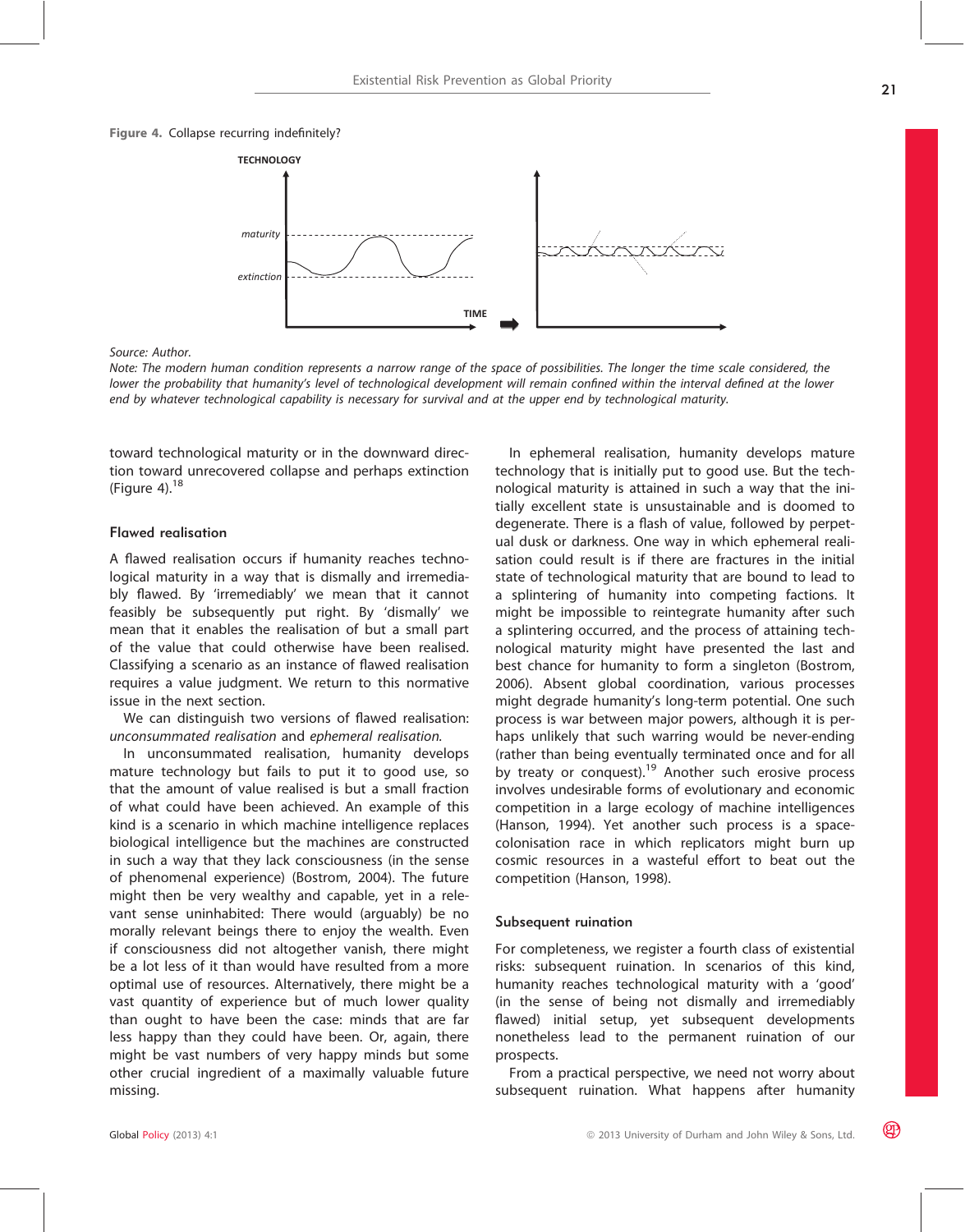Figure 4. Collapse recurring indefinitely?

TECHNOLOGY

maturity

extinction

TIME

Source: Author.

*Note: The modern human condition represents a narrow range of the space of possibilities. The longer the time scale considered, the lower the probability that humanity's level of technological development will remain confined within the interval defined at the lower end by whatever technological capability is necessary for survival and at the upper end by technological maturity.*

toward technological maturity or in the downward direction toward unrecovered collapse and perhaps extinction (Figure 4).[18]

### Flawed realisation

A flawed realisation occurs if humanity reaches technological maturity in a way that is dismally and irremediably flawed. By 'irremediably' we mean that it cannot feasibly be subsequently put right. By 'dismally' we mean that it enables the realisation of but a small part of the value that could otherwise have been realised. Classifying a scenario as an instance of flawed realisation requires a value judgment. We return to this normative issue in the next section.

We can distinguish two versions of flawed realisation: *unconsummated realisation* and *ephemeral realisation*.

In unconsummated realisation, humanity develops mature technology but fails to put it to good use, so that the amount of value realised is but a small fraction of what could have been achieved. An example of this kind is a scenario in which machine intelligence replaces biological intelligence but the machines are constructed in such a way that they lack consciousness (in the sense of phenomenal experience) (Bostrom, 2004). The future might then be very wealthy and capable, yet in a relevant sense uninhabited: There would (arguably) be no morally relevant beings there to enjoy the wealth. Even if consciousness did not altogether vanish, there might be a lot less of it than would have resulted from a more optimal use of resources. Alternatively, there might be a vast quantity of experience but of much lower quality than ought to have been the case: minds that are far less happy than they could have been. Or, again, there might be vast numbers of very happy minds but some other crucial ingredient of a maximally valuable future missing.

In ephemeral realisation, humanity develops mature technology that is initially put to good use. But the technological maturity is attained in such a way that the initially excellent state is unsustainable and is doomed to degenerate. There is a flash of value, followed by perpetual dusk or darkness. One way in which ephemeral realisation could result is if there are fractures in the initial state of technological maturity that are bound to lead to a splintering of humanity into competing factions. It might be impossible to reintegrate humanity after such a splintering occurred, and the process of attaining technological maturity might have presented the last and best chance for humanity to form a singleton (Bostrom, 2006). Absent global coordination, various processes might degrade humanity's long-term potential. One such process is war between major powers, although it is perhaps unlikely that such warring would be never-ending (rather than being eventually terminated once and for all by treaty or conquest).[19] Another such erosive process involves undesirable forms of evolutionary and economic competition in a large ecology of machine intelligences (Hanson, 1994). Yet another such process is a space-colonisation race in which replicators might burn up cosmic resources in a wasteful effort to beat out the competition (Hanson, 1998).

### Subsequent ruination

For completeness, we register a fourth class of existential risks: subsequent ruination. In scenarios of this kind, humanity reaches technological maturity with a 'good' (in the sense of being not dismally and irremediably flawed) initial setup, yet subsequent developments nonetheless lead to the permanent ruination of our prospects.

From a practical perspective, we need not worry about subsequent ruination. What happens after humanity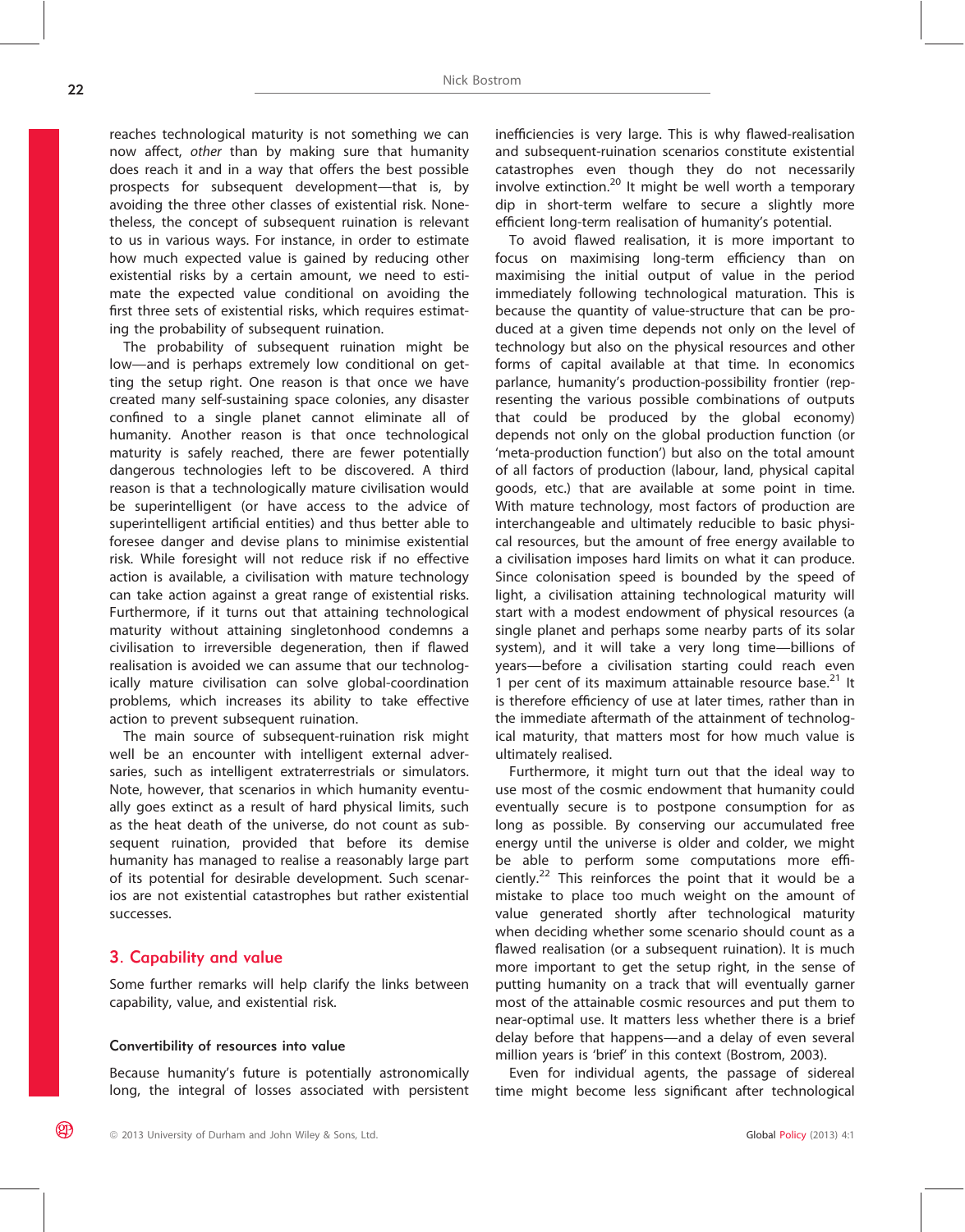reaches technological maturity is not something we can now affect, *other* than by making sure that humanity does reach it and in a way that offers the best possible prospects for subsequent development—that is, by avoiding the three other classes of existential risk. Nonetheless, the concept of subsequent ruination is relevant to us in various ways. For instance, in order to estimate how much expected value is gained by reducing other existential risks by a certain amount, we need to estimate the expected value conditional on avoiding the first three sets of existential risks, which requires estimating the probability of subsequent ruination.

The probability of subsequent ruination might be low—and is perhaps extremely low conditional on getting the setup right. One reason is that once we have created many self-sustaining space colonies, any disaster confined to a single planet cannot eliminate all of humanity. Another reason is that once technological maturity is safely reached, there are fewer potentially dangerous technologies left to be discovered. A third reason is that a technologically mature civilisation would be superintelligent (or have access to the advice of superintelligent artificial entities) and thus better able to foresee danger and devise plans to minimise existential risk. While foresight will not reduce risk if no effective action is available, a civilisation with mature technology can take action against a great range of existential risks. Furthermore, if it turns out that attaining technological maturity without attaining singletonhood condemns a civilisation to irreversible degeneration, then if flawed realisation is avoided we can assume that our technologically mature civilisation can solve global-coordination problems, which increases its ability to take effective action to prevent subsequent ruination.

The main source of subsequent-ruination risk might well be an encounter with intelligent external adversaries, such as intelligent extraterrestrials or simulators. Note, however, that scenarios in which humanity eventually goes extinct as a result of hard physical limits, such as the heat death of the universe, do not count as subsequent ruination, provided that before its demise humanity has managed to realise a reasonably large part of its potential for desirable development. Such scenarios are not existential catastrophes but rather existential successes.

## 3. Capability and value

Some further remarks will help clarify the links between capability, value, and existential risk.

### Convertibility of resources into value

Because humanity's future is potentially astronomically long, the integral of losses associated with persistent inefficiencies is very large. This is why flawed-realisation and subsequent-ruination scenarios constitute existential catastrophes even though they do not necessarily involve extinction.[20] It might be well worth a temporary dip in short-term welfare to secure a slightly more efficient long-term realisation of humanity's potential.

To avoid flawed realisation, it is more important to focus on maximising long-term efficiency than on maximising the initial output of value in the period immediately following technological maturation. This is because the quantity of value-structure that can be produced at a given time depends not only on the level of technology but also on the physical resources and other forms of capital available at that time. In economics parlance, humanity's production-possibility frontier (representing the various possible combinations of outputs that could be produced by the global economy) depends not only on the global production function (or 'meta-production function') but also on the total amount of all factors of production (labour, land, physical capital goods, etc.) that are available at some point in time. With mature technology, most factors of production are interchangeable and ultimately reducible to basic physical resources, but the amount of free energy available to a civilisation imposes hard limits on what it can produce. Since colonisation speed is bounded by the speed of light, a civilisation attaining technological maturity will start with a modest endowment of physical resources (a single planet and perhaps some nearby parts of its solar system), and it will take a very long time—billions of years—before a civilisation starting could reach even 1 per cent of its maximum attainable resource base.[21] It is therefore efficiency of use at later times, rather than in the immediate aftermath of the attainment of technological maturity, that matters most for how much value is ultimately realised.

Furthermore, it might turn out that the ideal way to use most of the cosmic endowment that humanity could eventually secure is to postpone consumption for as long as possible. By conserving our accumulated free energy until the universe is older and colder, we might be able to perform some computations more efficiently.[22] This reinforces the point that it would be a mistake to place too much weight on the amount of value generated shortly after technological maturity when deciding whether some scenario should count as a flawed realisation (or a subsequent ruination). It is much more important to get the setup right, in the sense of putting humanity on a track that will eventually garner most of the attainable cosmic resources and put them to near-optimal use. It matters less whether there is a brief delay before that happens—and a delay of even several million years is 'brief' in this context (Bostrom, 2003).

Even for individual agents, the passage of sidereal time might become less significant after technological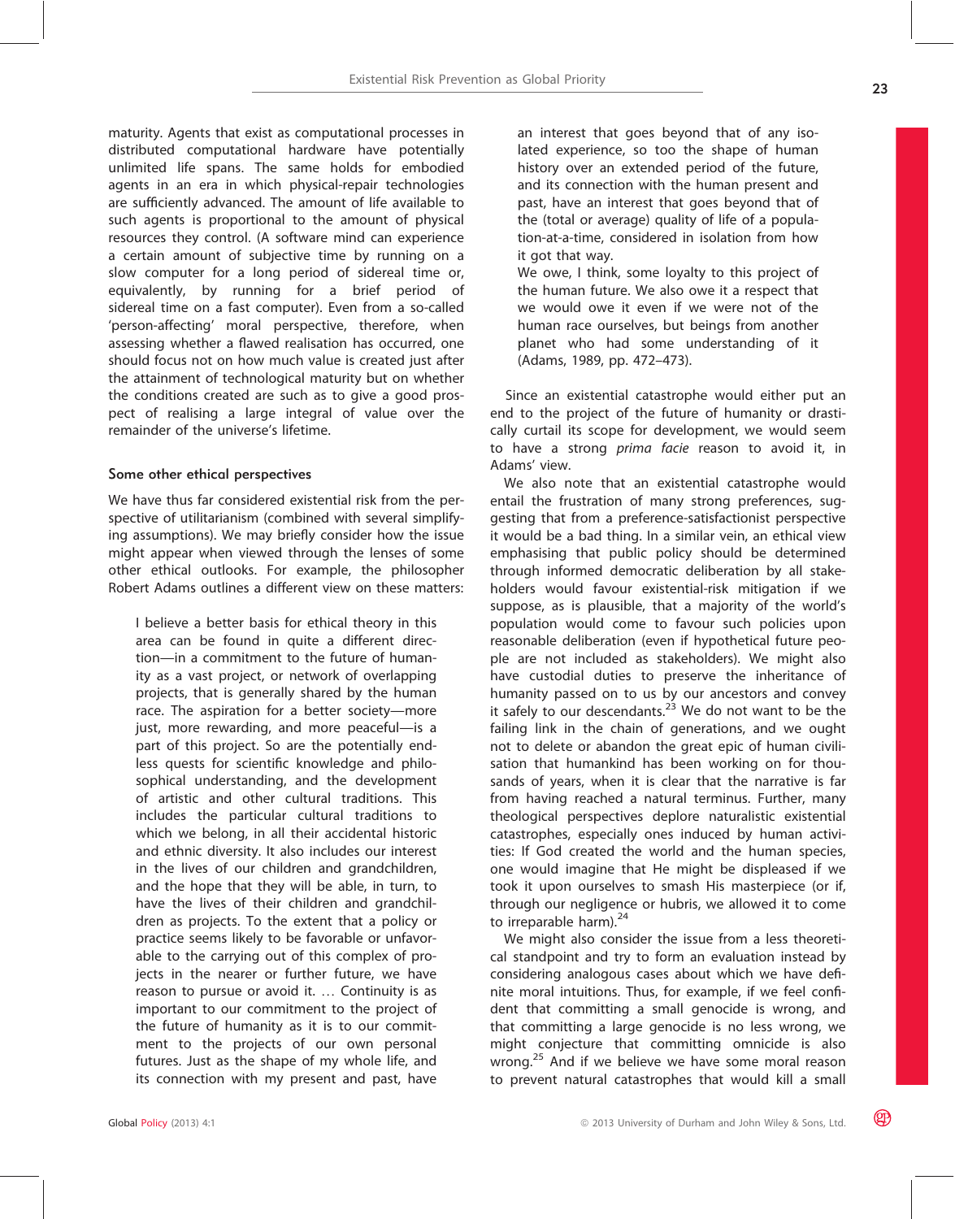maturity. Agents that exist as computational processes in distributed computational hardware have potentially unlimited life spans. The same holds for embodied agents in an era in which physical-repair technologies are sufficiently advanced. The amount of life available to such agents is proportional to the amount of physical resources they control. (A software mind can experience a certain amount of subjective time by running on a slow computer for a long period of sidereal time or, equivalently, by running for a brief period of sidereal time on a fast computer). Even from a so-called 'person-affecting' moral perspective, therefore, when assessing whether a flawed realisation has occurred, one should focus not on how much value is created just after the attainment of technological maturity but on whether the conditions created are such as to give a good prospect of realising a large integral of value over the remainder of the universe's lifetime.

### Some other ethical perspectives

We have thus far considered existential risk from the perspective of utilitarianism (combined with several simplifying assumptions). We may briefly consider how the issue might appear when viewed through the lenses of some other ethical outlooks. For example, the philosopher Robert Adams outlines a different view on these matters:

> I believe a better basis for ethical theory in this area can be found in quite a different direction—in a commitment to the future of humanity as a vast project, or network of overlapping projects, that is generally shared by the human race. The aspiration for a better society—more just, more rewarding, and more peaceful—is a part of this project. So are the potentially endless quests for scientific knowledge and philosophical understanding, and the development of artistic and other cultural traditions. This includes the particular cultural traditions to which we belong, in all their accidental historic and ethnic diversity. It also includes our interest in the lives of our children and grandchildren, and the hope that they will be able, in turn, to have the lives of their children and grandchildren as projects. To the extent that a policy or practice seems likely to be favorable or unfavorable to the carrying out of this complex of projects in the nearer or further future, we have reason to pursue or avoid it. … Continuity is as important to our commitment to the project of the future of humanity as it is to our commitment to the projects of our own personal futures. Just as the shape of my whole life, and its connection with my present and past, have an interest that goes beyond that of any isolated experience, so too the shape of human history over an extended period of the future, and its connection with the human present and past, have an interest that goes beyond that of the (total or average) quality of life of a population-at-a-time, considered in isolation from how it got that way.
>
> We owe, I think, some loyalty to this project of the human future. We also owe it a respect that we would owe it even if we were not of the human race ourselves, but beings from another planet who had some understanding of it (Adams, 1989, pp. 472–473).

Since an existential catastrophe would either put an end to the project of the future of humanity or drastically curtail its scope for development, we would seem to have a strong *prima facie* reason to avoid it, in Adams' view.

We also note that an existential catastrophe would entail the frustration of many strong preferences, suggesting that from a preference-satisfactionist perspective it would be a bad thing. In a similar vein, an ethical view emphasising that public policy should be determined through informed democratic deliberation by all stakeholders would favour existential-risk mitigation if we suppose, as is plausible, that a majority of the world's population would come to favour such policies upon reasonable deliberation (even if hypothetical future people are not included as stakeholders). We might also have custodial duties to preserve the inheritance of humanity passed on to us by our ancestors and convey it safely to our descendants.[23] We do not want to be the failing link in the chain of generations, and we ought not to delete or abandon the great epic of human civilisation that humankind has been working on for thousands of years, when it is clear that the narrative is far from having reached a natural terminus. Further, many theological perspectives deplore naturalistic existential catastrophes, especially ones induced by human activities: If God created the world and the human species, one would imagine that He might be displeased if we took it upon ourselves to smash His masterpiece (or if, through our negligence or hubris, we allowed it to come to irreparable harm).[24]

We might also consider the issue from a less theoretical standpoint and try to form an evaluation instead by considering analogous cases about which we have definite moral intuitions. Thus, for example, if we feel confident that committing a small genocide is wrong, and that committing a large genocide is no less wrong, we might conjecture that committing omnicide is also wrong.[25] And if we believe we have some moral reason to prevent natural catastrophes that would kill a small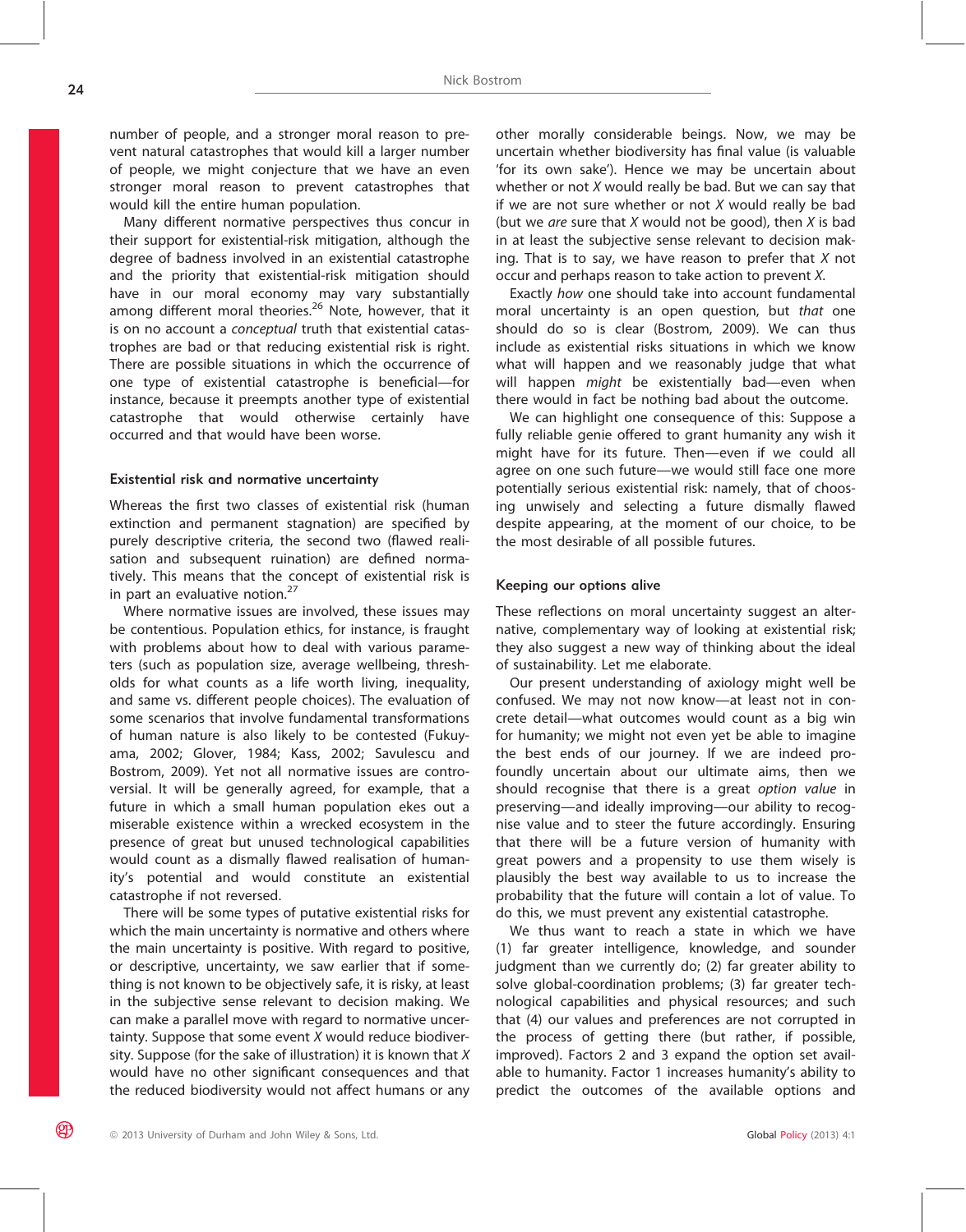number of people, and a stronger moral reason to prevent natural catastrophes that would kill a larger number of people, we might conjecture that we have an even stronger moral reason to prevent catastrophes that would kill the entire human population.

Many different normative perspectives thus concur in their support for existential-risk mitigation, although the degree of badness involved in an existential catastrophe and the priority that existential-risk mitigation should have in our moral economy may vary substantially among different moral theories.[26] Note, however, that it is on no account a *conceptual* truth that existential catastrophes are bad or that reducing existential risk is right. There are possible situations in which the occurrence of one type of existential catastrophe is beneficial—for instance, because it preempts another type of existential catastrophe that would otherwise certainly have occurred and that would have been worse.

### Existential risk and normative uncertainty

Whereas the first two classes of existential risk (human extinction and permanent stagnation) are specified by purely descriptive criteria, the second two (flawed realisation and subsequent ruination) are defined normatively. This means that the concept of existential risk is in part an evaluative notion.[27]

Where normative issues are involved, these issues may be contentious. Population ethics, for instance, is fraught with problems about how to deal with various parameters (such as population size, average wellbeing, thresholds for what counts as a life worth living, inequality, and same vs. different people choices). The evaluation of some scenarios that involve fundamental transformations of human nature is also likely to be contested (Fukuyama, 2002; Glover, 1984; Kass, 2002; Savulescu and Bostrom, 2009). Yet not all normative issues are controversial. It will be generally agreed, for example, that a future in which a small human population ekes out a miserable existence within a wrecked ecosystem in the presence of great but unused technological capabilities would count as a dismally flawed realisation of humanity's potential and would constitute an existential catastrophe if not reversed.

There will be some types of putative existential risks for which the main uncertainty is normative and others where the main uncertainty is positive. With regard to positive, or descriptive, uncertainty, we saw earlier that if something is not known to be objectively safe, it is risky, at least in the subjective sense relevant to decision making. We can make a parallel move with regard to normative uncertainty. Suppose that some event *X* would reduce biodiversity. Suppose (for the sake of illustration) it is known that *X* would have no other significant consequences and that the reduced biodiversity would not affect humans or any other morally considerable beings. Now, we may be uncertain whether biodiversity has final value (is valuable 'for its own sake'). Hence we may be uncertain about whether or not *X* would really be bad. But we can say that if we are not sure whether or not *X* would really be bad (but we *are* sure that *X* would not be good), then *X* is bad in at least the subjective sense relevant to decision making. That is to say, we have reason to prefer that *X* not occur and perhaps reason to take action to prevent *X*.

Exactly *how* one should take into account fundamental moral uncertainty is an open question, but *that* one should do so is clear (Bostrom, 2009). We can thus include as existential risks situations in which we know what will happen and we reasonably judge that what will happen *might* be existentially bad—even when there would in fact be nothing bad about the outcome.

We can highlight one consequence of this: Suppose a fully reliable genie offered to grant humanity any wish it might have for its future. Then—even if we could all agree on one such future—we would still face one more potentially serious existential risk: namely, that of choosing unwisely and selecting a future dismally flawed despite appearing, at the moment of our choice, to be the most desirable of all possible futures.

### Keeping our options alive

These reflections on moral uncertainty suggest an alternative, complementary way of looking at existential risk; they also suggest a new way of thinking about the ideal of sustainability. Let me elaborate.

Our present understanding of axiology might well be confused. We may not now know—at least not in concrete detail—what outcomes would count as a big win for humanity; we might not even yet be able to imagine the best ends of our journey. If we are indeed profoundly uncertain about our ultimate aims, then we should recognise that there is a great *option value* in preserving—and ideally improving—our ability to recognise value and to steer the future accordingly. Ensuring that there will be a future version of humanity with great powers and a propensity to use them wisely is plausibly the best way available to us to increase the probability that the future will contain a lot of value. To do this, we must prevent any existential catastrophe.

We thus want to reach a state in which we have (1) far greater intelligence, knowledge, and sounder judgment than we currently do; (2) far greater ability to solve global-coordination problems; (3) far greater technological capabilities and physical resources; and such that (4) our values and preferences are not corrupted in the process of getting there (but rather, if possible, improved). Factors 2 and 3 expand the option set available to humanity. Factor 1 increases humanity's ability to predict the outcomes of the available options and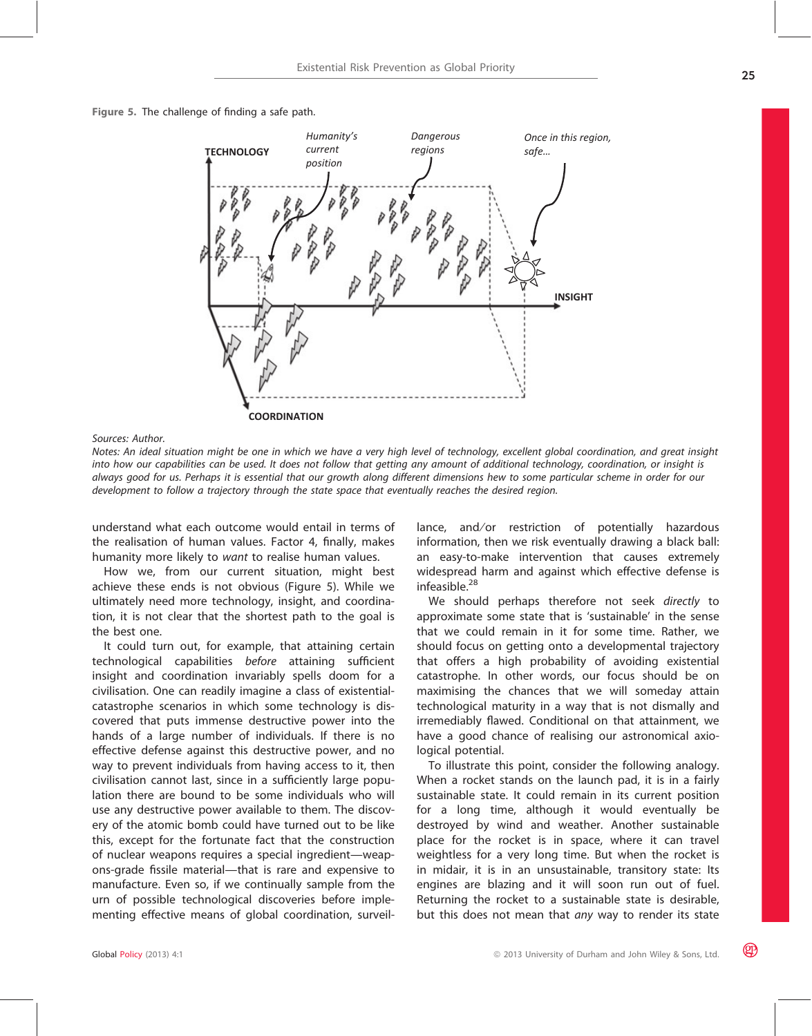Figure 5. The challenge of finding a safe path.

Sources: Author.

*Notes: An ideal situation might be one in which we have a very high level of technology, excellent global coordination, and great insight into how our capabilities can be used. It does not follow that getting any amount of additional technology, coordination, or insight is always good for us. Perhaps it is essential that our growth along different dimensions hew to some particular scheme in order for our development to follow a trajectory through the state space that eventually reaches the desired region.*

understand what each outcome would entail in terms of the realisation of human values. Factor 4, finally, makes humanity more likely to *want* to realise human values.

How we, from our current situation, might best achieve these ends is not obvious (Figure 5). While we ultimately need more technology, insight, and coordination, it is not clear that the shortest path to the goal is the best one.

It could turn out, for example, that attaining certain technological capabilities *before* attaining sufficient insight and coordination invariably spells doom for a civilisation. One can readily imagine a class of existential-catastrophe scenarios in which some technology is discovered that puts immense destructive power into the hands of a large number of individuals. If there is no effective defense against this destructive power, and no way to prevent individuals from having access to it, then civilisation cannot last, since in a sufficiently large population there are bound to be some individuals who will use any destructive power available to them. The discovery of the atomic bomb could have turned out to be like this, except for the fortunate fact that the construction of nuclear weapons requires a special ingredient—weapons-grade fissile material—that is rare and expensive to manufacture. Even so, if we continually sample from the urn of possible technological discoveries before implementing effective means of global coordination, surveillance, and/or restriction of potentially hazardous information, then we risk eventually drawing a black ball: an easy-to-make intervention that causes extremely widespread harm and against which effective defense is infeasible.[28]

We should perhaps therefore not seek *directly* to approximate some state that is 'sustainable' in the sense that we could remain in it for some time. Rather, we should focus on getting onto a developmental trajectory that offers a high probability of avoiding existential catastrophe. In other words, our focus should be on maximising the chances that we will someday attain technological maturity in a way that is not dismally and irremediably flawed. Conditional on that attainment, we have a good chance of realising our astronomical axiological potential.

To illustrate this point, consider the following analogy. When a rocket stands on the launch pad, it is in a fairly sustainable state. It could remain in its current position for a long time, although it would eventually be destroyed by wind and weather. Another sustainable place for the rocket is in space, where it can travel weightless for a very long time. But when the rocket is in midair, it is in an unsustainable, transitory state: Its engines are blazing and it will soon run out of fuel. Returning the rocket to a sustainable state is desirable, but this does not mean that *any* way to render its state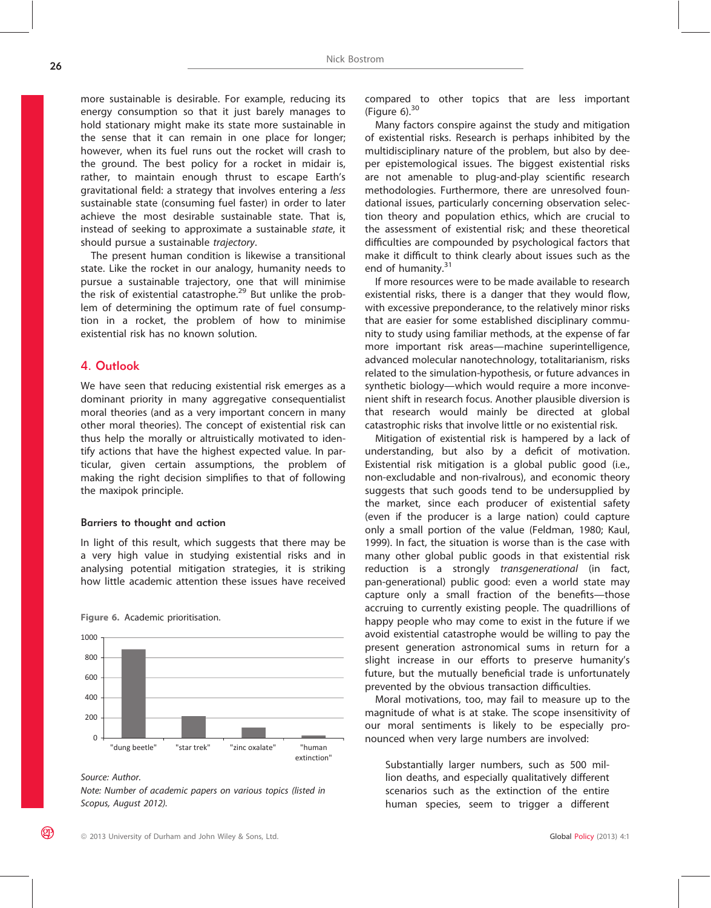more sustainable is desirable. For example, reducing its energy consumption so that it just barely manages to hold stationary might make its state more sustainable in the sense that it can remain in one place for longer; however, when its fuel runs out the rocket will crash to the ground. The best policy for a rocket in midair is, rather, to maintain enough thrust to escape Earth's gravitational field: a strategy that involves entering a *less* sustainable state (consuming fuel faster) in order to later achieve the most desirable sustainable state. That is, instead of seeking to approximate a sustainable *state*, it should pursue a sustainable *trajectory*.

The present human condition is likewise a transitional state. Like the rocket in our analogy, humanity needs to pursue a sustainable trajectory, one that will minimise the risk of existential catastrophe.[29] But unlike the problem of determining the optimum rate of fuel consumption in a rocket, the problem of how to minimise existential risk has no known solution.

## 4. Outlook

We have seen that reducing existential risk emerges as a dominant priority in many aggregative consequentialist moral theories (and as a very important concern in many other moral theories). The concept of existential risk can thus help the morally or altruistically motivated to identify actions that have the highest expected value. In particular, given certain assumptions, the problem of making the right decision simplifies to that of following the maxipok principle.

### Barriers to thought and action

In light of this result, which suggests that there may be a very high value in studying existential risks and in analysing potential mitigation strategies, it is striking how little academic attention these issues have received compared to other topics that are less important (Figure 6).[30]

**Figure 6.** Academic prioritisation.

| Topic | Number of papers (approx.) |
|---|---|
| "dung beetle" | ~880 |
| "star trek" | ~220 |
| "zinc oxalate" | ~100 |
| "human extinction" | ~20 |

*Source:* Author.

*Note:* Number of academic papers on various topics (listed in Scopus, August 2012).

Many factors conspire against the study and mitigation of existential risks. Research is perhaps inhibited by the multidisciplinary nature of the problem, but also by deeper epistemological issues. The biggest existential risks are not amenable to plug-and-play scientific research methodologies. Furthermore, there are unresolved foundational issues, particularly concerning observation selection theory and population ethics, which are crucial to the assessment of existential risk; and these theoretical difficulties are compounded by psychological factors that make it difficult to think clearly about issues such as the end of humanity.[31]

If more resources were to be made available to research existential risks, there is a danger that they would flow, with excessive preponderance, to the relatively minor risks that are easier for some established disciplinary community to study using familiar methods, at the expense of far more important risk areas—machine superintelligence, advanced molecular nanotechnology, totalitarianism, risks related to the simulation-hypothesis, or future advances in synthetic biology—which would require a more inconvenient shift in research focus. Another plausible diversion is that research would mainly be directed at global catastrophic risks that involve little or no existential risk.

Mitigation of existential risk is hampered by a lack of understanding, but also by a deficit of motivation. Existential risk mitigation is a global public good (i.e., non-excludable and non-rivalrous), and economic theory suggests that such goods tend to be undersupplied by the market, since each producer of existential safety (even if the producer is a large nation) could capture only a small portion of the value (Feldman, 1980; Kaul, 1999). In fact, the situation is worse than is the case with many other global public goods in that existential risk reduction is a strongly *transgenerational* (in fact, pan-generational) public good: even a world state may capture only a small fraction of the benefits—those accruing to currently existing people. The quadrillions of happy people who may come to exist in the future if we avoid existential catastrophe would be willing to pay the present generation astronomical sums in return for a slight increase in our efforts to preserve humanity's future, but the mutually beneficial trade is unfortunately prevented by the obvious transaction difficulties.

Moral motivations, too, may fail to measure up to the magnitude of what is at stake. The scope insensitivity of our moral sentiments is likely to be especially pronounced when very large numbers are involved:

> Substantially larger numbers, such as 500 million deaths, and especially qualitatively different scenarios such as the extinction of the entire human species, seem to trigger a different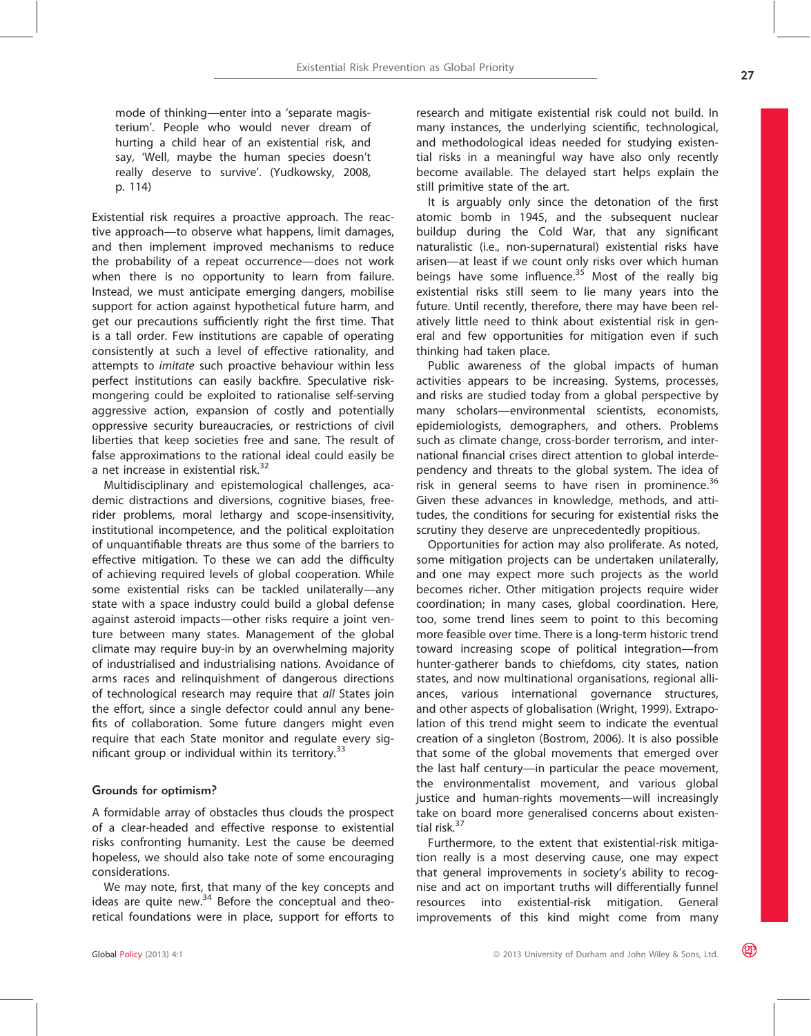mode of thinking—enter into a 'separate magisterium'. People who would never dream of hurting a child hear of an existential risk, and say, 'Well, maybe the human species doesn't really deserve to survive'. (Yudkowsky, 2008, p. 114)

Existential risk requires a proactive approach. The reactive approach—to observe what happens, limit damages, and then implement improved mechanisms to reduce the probability of a repeat occurrence—does not work when there is no opportunity to learn from failure. Instead, we must anticipate emerging dangers, mobilise support for action against hypothetical future harm, and get our precautions sufficiently right the first time. That is a tall order. Few institutions are capable of operating consistently at such a level of effective rationality, and attempts to *imitate* such proactive behaviour within less perfect institutions can easily backfire. Speculative riskmongering could be exploited to rationalise self-serving aggressive action, expansion of costly and potentially oppressive security bureaucracies, or restrictions of civil liberties that keep societies free and sane. The result of false approximations to the rational ideal could easily be a net increase in existential risk.[32]

Multidisciplinary and epistemological challenges, academic distractions and diversions, cognitive biases, free-rider problems, moral lethargy and scope-insensitivity, institutional incompetence, and the political exploitation of unquantifiable threats are thus some of the barriers to effective mitigation. To these we can add the difficulty of achieving required levels of global cooperation. While some existential risks can be tackled unilaterally—any state with a space industry could build a global defense against asteroid impacts—other risks require a joint venture between many states. Management of the global climate may require buy-in by an overwhelming majority of industrialised and industrialising nations. Avoidance of arms races and relinquishment of dangerous directions of technological research may require that *all* States join the effort, since a single defector could annul any benefits of collaboration. Some future dangers might even require that each State monitor and regulate every significant group or individual within its territory.[33]

### Grounds for optimism?

A formidable array of obstacles thus clouds the prospect of a clear-headed and effective response to existential risks confronting humanity. Lest the cause be deemed hopeless, we should also take note of some encouraging considerations.

We may note, first, that many of the key concepts and ideas are quite new.[34] Before the conceptual and theoretical foundations were in place, support for efforts to research and mitigate existential risk could not build. In many instances, the underlying scientific, technological, and methodological ideas needed for studying existential risks in a meaningful way have also only recently become available. The delayed start helps explain the still primitive state of the art.

It is arguably only since the detonation of the first atomic bomb in 1945, and the subsequent nuclear buildup during the Cold War, that any significant naturalistic (i.e., non-supernatural) existential risks have arisen—at least if we count only risks over which human beings have some influence.[35] Most of the really big existential risks still seem to lie many years into the future. Until recently, therefore, there may have been relatively little need to think about existential risk in general and few opportunities for mitigation even if such thinking had taken place.

Public awareness of the global impacts of human activities appears to be increasing. Systems, processes, and risks are studied today from a global perspective by many scholars—environmental scientists, economists, epidemiologists, demographers, and others. Problems such as climate change, cross-border terrorism, and international financial crises direct attention to global interdependency and threats to the global system. The idea of risk in general seems to have risen in prominence.[36] Given these advances in knowledge, methods, and attitudes, the conditions for securing for existential risks the scrutiny they deserve are unprecedentedly propitious.

Opportunities for action may also proliferate. As noted, some mitigation projects can be undertaken unilaterally, and one may expect more such projects as the world becomes richer. Other mitigation projects require wider coordination; in many cases, global coordination. Here, too, some trend lines seem to point to this becoming more feasible over time. There is a long-term historic trend toward increasing scope of political integration—from hunter-gatherer bands to chiefdoms, city states, nation states, and now multinational organisations, regional alliances, various international governance structures, and other aspects of globalisation (Wright, 1999). Extrapolation of this trend might seem to indicate the eventual creation of a singleton (Bostrom, 2006). It is also possible that some of the global movements that emerged over the last half century—in particular the peace movement, the environmentalist movement, and various global justice and human-rights movements—will increasingly take on board more generalised concerns about existential risk.[37]

Furthermore, to the extent that existential-risk mitigation really is a most deserving cause, one may expect that general improvements in society's ability to recognise and act on important truths will differentially funnel resources into existential-risk mitigation. General improvements of this kind might come from many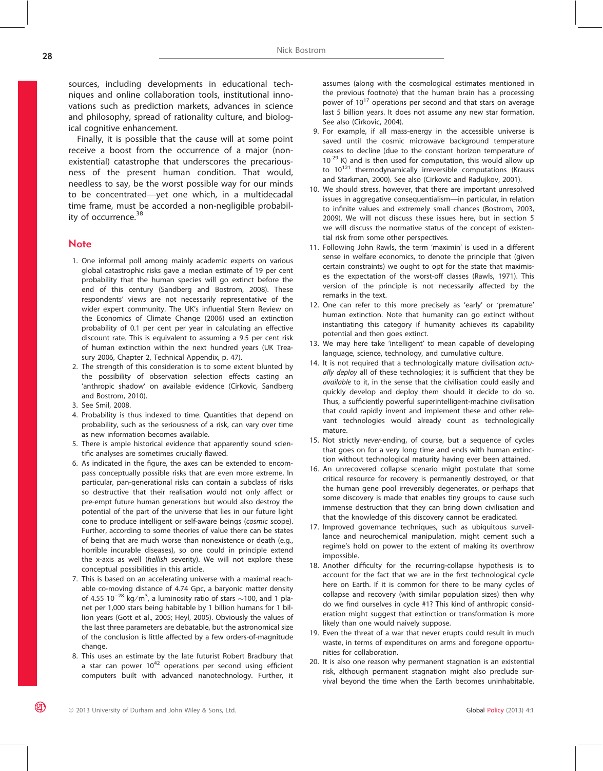sources, including developments in educational techniques and online collaboration tools, institutional innovations such as prediction markets, advances in science and philosophy, spread of rationality culture, and biological cognitive enhancement.

Finally, it is possible that the cause will at some point receive a boost from the occurrence of a major (non-existential) catastrophe that underscores the precariousness of the present human condition. That would, needless to say, be the worst possible way for our minds to be concentrated—yet one which, in a multidecadal time frame, must be accorded a non-negligible probability of occurrence.[38]

## Note

1. One informal poll among mainly academic experts on various global catastrophic risks gave a median estimate of 19 per cent probability that the human species will go extinct before the end of this century (Sandberg and Bostrom, 2008). These respondents' views are not necessarily representative of the wider expert community. The UK's influential Stern Review on the Economics of Climate Change (2006) used an extinction probability of 0.1 per cent per year in calculating an effective discount rate. This is equivalent to assuming a 9.5 per cent risk of human extinction within the next hundred years (UK Treasury 2006, Chapter 2, Technical Appendix, p. 47).
2. The strength of this consideration is to some extent blunted by the possibility of observation selection effects casting an 'anthropic shadow' on available evidence (Cirkovic, Sandberg and Bostrom, 2010).
3. See Smil, 2008.
4. Probability is thus indexed to time. Quantities that depend on probability, such as the seriousness of a risk, can vary over time as new information becomes available.
5. There is ample historical evidence that apparently sound scientific analyses are sometimes crucially flawed.
6. As indicated in the figure, the axes can be extended to encompass conceptually possible risks that are even more extreme. In particular, pan-generational risks can contain a subclass of risks so destructive that their realisation would not only affect or pre-empt future human generations but would also destroy the potential of the part of the universe that lies in our future light cone to produce intelligent or self-aware beings (*cosmic* scope). Further, according to some theories of value there can be states of being that are much worse than nonexistence or death (e.g., horrible incurable diseases), so one could in principle extend the x-axis as well (*hellish* severity). We will not explore these conceptual possibilities in this article.
7. This is based on an accelerating universe with a maximal reachable co-moving distance of 4.74 Gpc, a baryonic matter density of 4.55 $10^{-28}$ kg/m$^3$, a luminosity ratio of stars ~100, and 1 planet per 1,000 stars being habitable by 1 billion humans for 1 billion years (Gott et al., 2005; Heyl, 2005). Obviously the values of the last three parameters are debatable, but the astronomical size of the conclusion is little affected by a few orders-of-magnitude change.
8. This uses an estimate by the late futurist Robert Bradbury that a star can power $10^{42}$ operations per second using efficient computers built with advanced nanotechnology. Further, it assumes (along with the cosmological estimates mentioned in the previous footnote) that the human brain has a processing power of $10^{17}$ operations per second and that stars on average last 5 billion years. It does not assume any new star formation. See also (Cirkovic, 2004).
9. For example, if all mass-energy in the accessible universe is saved until the cosmic microwave background temperature ceases to decline (due to the constant horizon temperature of $10^{-29}$ K) and is then used for computation, this would allow up to $10^{121}$ thermodynamically irreversible computations (Krauss and Starkman, 2000). See also (Cirkovic and Radujkov, 2001).
10. We should stress, however, that there are important unresolved issues in aggregative consequentialism—in particular, in relation to infinite values and extremely small chances (Bostrom, 2003, 2009). We will not discuss these issues here, but in section 5 we will discuss the normative status of the concept of existential risk from some other perspectives.
11. Following John Rawls, the term 'maximin' is used in a different sense in welfare economics, to denote the principle that (given certain constraints) we ought to opt for the state that maximises the expectation of the worst-off classes (Rawls, 1971). This version of the principle is not necessarily affected by the remarks in the text.
12. One can refer to this more precisely as 'early' or 'premature' human extinction. Note that humanity can go extinct without instantiating this category if humanity achieves its capability potential and then goes extinct.
13. We may here take 'intelligent' to mean capable of developing language, science, technology, and cumulative culture.
14. It is not required that a technologically mature civilisation *actually deploy* all of these technologies; it is sufficient that they be *available* to it, in the sense that the civilisation could easily and quickly develop and deploy them should it decide to do so. Thus, a sufficiently powerful superintelligent-machine civilisation that could rapidly invent and implement these and other relevant technologies would already count as technologically mature.
15. Not strictly *never*-ending, of course, but a sequence of cycles that goes on for a very long time and ends with human extinction without technological maturity having ever been attained.
16. An unrecovered collapse scenario might postulate that some critical resource for recovery is permanently destroyed, or that the human gene pool irreversibly degenerates, or perhaps that some discovery is made that enables tiny groups to cause such immense destruction that they can bring down civilisation and that the knowledge of this discovery cannot be eradicated.
17. Improved governance techniques, such as ubiquitous surveillance and neurochemical manipulation, might cement such a regime's hold on power to the extent of making its overthrow impossible.
18. Another difficulty for the recurring-collapse hypothesis is to account for the fact that we are in the first technological cycle here on Earth. If it is common for there to be many cycles of collapse and recovery (with similar population sizes) then why do we find ourselves in cycle #1? This kind of anthropic consideration might suggest that extinction or transformation is more likely than one would naively suppose.
19. Even the threat of a war that never erupts could result in much waste, in terms of expenditures on arms and foregone opportunities for collaboration.
20. It is also one reason why permanent stagnation is an existential risk, although permanent stagnation might also preclude survival beyond the time when the Earth becomes uninhabitable,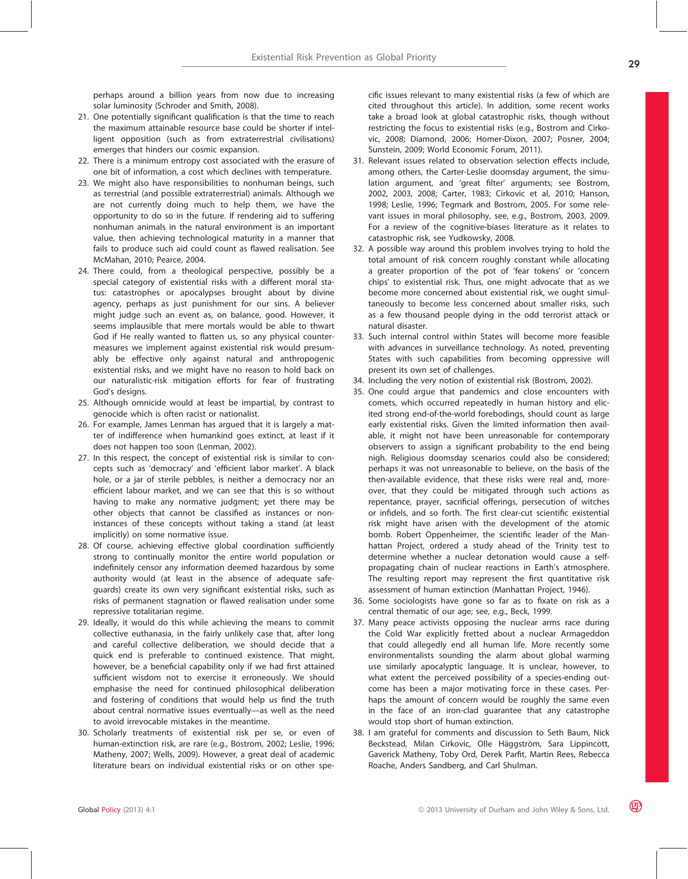perhaps around a billion years from now due to increasing solar luminosity (Schroder and Smith, 2008).

21. One potentially significant qualification is that the time to reach the maximum attainable resource base could be shorter if intelligent opposition (such as from extraterrestrial civilisations) emerges that hinders our cosmic expansion.
22. There is a minimum entropy cost associated with the erasure of one bit of information, a cost which declines with temperature.
23. We might also have responsibilities to nonhuman beings, such as terrestrial (and possible extraterrestrial) animals. Although we are not currently doing much to help them, we have the opportunity to do so in the future. If rendering aid to suffering nonhuman animals in the natural environment is an important value, then achieving technological maturity in a manner that fails to produce such aid could count as flawed realisation. See McMahan, 2010; Pearce, 2004.
24. There could, from a theological perspective, possibly be a special category of existential risks with a different moral status: catastrophes or apocalypses brought about by divine agency, perhaps as just punishment for our sins. A believer might judge such an event as, on balance, good. However, it seems implausible that mere mortals would be able to thwart God if He really wanted to flatten us, so any physical countermeasures we implement against existential risk would presumably be effective only against natural and anthropogenic existential risks, and we might have no reason to hold back on our naturalistic-risk mitigation efforts for fear of frustrating God's designs.
25. Although omnicide would at least be impartial, by contrast to genocide which is often racist or nationalist.
26. For example, James Lenman has argued that it is largely a matter of indifference when humankind goes extinct, at least if it does not happen too soon (Lenman, 2002).
27. In this respect, the concept of existential risk is similar to concepts such as 'democracy' and 'efficient labor market'. A black hole, or a jar of sterile pebbles, is neither a democracy nor an efficient labour market, and we can see that this is so without having to make any normative judgment; yet there may be other objects that cannot be classified as instances or non-instances of these concepts without taking a stand (at least implicitly) on some normative issue.
28. Of course, achieving effective global coordination sufficiently strong to continually monitor the entire world population or indefinitely censor any information deemed hazardous by some authority would (at least in the absence of adequate safeguards) create its own very significant existential risks, such as risks of permanent stagnation or flawed realisation under some repressive totalitarian regime.
29. Ideally, it would do this while achieving the means to commit collective euthanasia, in the fairly unlikely case that, after long and careful collective deliberation, we should decide that a quick end is preferable to continued existence. That might, however, be a beneficial capability only if we had first attained sufficient wisdom not to exercise it erroneously. We should emphasise the need for continued philosophical deliberation and fostering of conditions that would help us find the truth about central normative issues eventually—as well as the need to avoid irrevocable mistakes in the meantime.
30. Scholarly treatments of existential risk per se, or even of human-extinction risk, are rare (e.g., Bostrom, 2002; Leslie, 1996; Matheny, 2007; Wells, 2009). However, a great deal of academic literature bears on individual existential risks or on other specific issues relevant to many existential risks (a few of which are cited throughout this article). In addition, some recent works take a broad look at global catastrophic risks, though without restricting the focus to existential risks (e.g., Bostrom and Cirkovic, 2008; Diamond, 2006; Homer-Dixon, 2007; Posner, 2004; Sunstein, 2009; World Economic Forum, 2011).
31. Relevant issues related to observation selection effects include, among others, the Carter-Leslie doomsday argument, the simulation argument, and 'great filter' arguments; see Bostrom, 2002, 2003, 2008; Carter, 1983; Cirkovic et al, 2010; Hanson, 1998; Leslie, 1996; Tegmark and Bostrom, 2005. For some relevant issues in moral philosophy, see, e.g., Bostrom, 2003, 2009. For a review of the cognitive-biases literature as it relates to catastrophic risk, see Yudkowsky, 2008.
32. A possible way around this problem involves trying to hold the total amount of risk concern roughly constant while allocating a greater proportion of the pot of 'fear tokens' or 'concern chips' to existential risk. Thus, one might advocate that as we become more concerned about existential risk, we ought simultaneously to become less concerned about smaller risks, such as a few thousand people dying in the odd terrorist attack or natural disaster.
33. Such internal control within States will become more feasible with advances in surveillance technology. As noted, preventing States with such capabilities from becoming oppressive will present its own set of challenges.
34. Including the very notion of existential risk (Bostrom, 2002).
35. One could argue that pandemics and close encounters with comets, which occurred repeatedly in human history and elicited strong end-of-the-world forebodings, should count as large early existential risks. Given the limited information then available, it might not have been unreasonable for contemporary observers to assign a significant probability to the end being nigh. Religious doomsday scenarios could also be considered; perhaps it was not unreasonable to believe, on the basis of the then-available evidence, that these risks were real and, moreover, that they could be mitigated through such actions as repentance, prayer, sacrificial offerings, persecution of witches or infidels, and so forth. The first clear-cut scientific existential risk might have arisen with the development of the atomic bomb. Robert Oppenheimer, the scientific leader of the Manhattan Project, ordered a study ahead of the Trinity test to determine whether a nuclear detonation would cause a self-propagating chain of nuclear reactions in Earth's atmosphere. The resulting report may represent the first quantitative risk assessment of human extinction (Manhattan Project, 1946).
36. Some sociologists have gone so far as to fixate on risk as a central thematic of our age; see, e.g., Beck, 1999.
37. Many peace activists opposing the nuclear arms race during the Cold War explicitly fretted about a nuclear Armageddon that could allegedly end all human life. More recently some environmentalists sounding the alarm about global warming use similarly apocalyptic language. It is unclear, however, to what extent the perceived possibility of a species-ending outcome has been a major motivating force in these cases. Perhaps the amount of concern would be roughly the same even in the face of an iron-clad guarantee that any catastrophe would stop short of human extinction.
38. I am grateful for comments and discussion to Seth Baum, Nick Beckstead, Milan Cirkovic, Olle Häggström, Sara Lippincott, Gaverick Matheny, Toby Ord, Derek Parfit, Martin Rees, Rebecca Roache, Anders Sandberg, and Carl Shulman.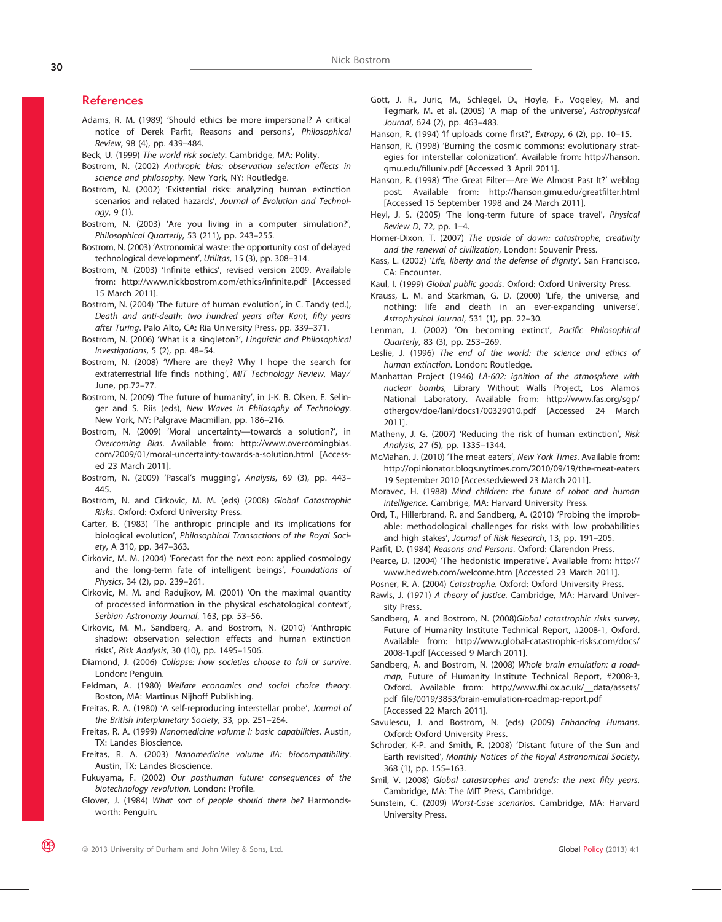## References

Adams, R. M. (1989) 'Should ethics be more impersonal? A critical notice of Derek Parfit, Reasons and persons', *Philosophical Review*, 98 (4), pp. 439–484.

Beck, U. (1999) *The world risk society*. Cambridge, MA: Polity.

Bostrom, N. (2002) *Anthropic bias: observation selection effects in science and philosophy*. New York, NY: Routledge.

Bostrom, N. (2002) 'Existential risks: analyzing human extinction scenarios and related hazards', *Journal of Evolution and Technology*, 9 (1).

Bostrom, N. (2003) 'Are you living in a computer simulation?', *Philosophical Quarterly*, 53 (211), pp. 243–255.

Bostrom, N. (2003) 'Astronomical waste: the opportunity cost of delayed technological development', *Utilitas*, 15 (3), pp. 308–314.

Bostrom, N. (2003) 'Infinite ethics', revised version 2009. Available from: http://www.nickbostrom.com/ethics/infinite.pdf [Accessed 15 March 2011].

Bostrom, N. (2004) 'The future of human evolution', in C. Tandy (ed.), *Death and anti-death: two hundred years after Kant, fifty years after Turing*. Palo Alto, CA: Ria University Press, pp. 339–371.

Bostrom, N. (2006) 'What is a singleton?', *Linguistic and Philosophical Investigations*, 5 (2), pp. 48–54.

Bostrom, N. (2008) 'Where are they? Why I hope the search for extraterrestrial life finds nothing', *MIT Technology Review*, May/June, pp.72–77.

Bostrom, N. (2009) 'The future of humanity', in J-K. B. Olsen, E. Selinger and S. Riis (eds), *New Waves in Philosophy of Technology*. New York, NY: Palgrave Macmillan, pp. 186–216.

Bostrom, N. (2009) 'Moral uncertainty—towards a solution?', in *Overcoming Bias*. Available from: http://www.overcomingbias.com/2009/01/moral-uncertainty-towards-a-solution.html [Accessed 23 March 2011].

Bostrom, N. (2009) 'Pascal's mugging', *Analysis*, 69 (3), pp. 443–445.

Bostrom, N. and Cirkovic, M. M. (eds) (2008) *Global Catastrophic Risks*. Oxford: Oxford University Press.

Carter, B. (1983) 'The anthropic principle and its implications for biological evolution', *Philosophical Transactions of the Royal Society*, A 310, pp. 347–363.

Cirkovic, M. M. (2004) 'Forecast for the next eon: applied cosmology and the long-term fate of intelligent beings', *Foundations of Physics*, 34 (2), pp. 239–261.

Cirkovic, M. M. and Radujkov, M. (2001) 'On the maximal quantity of processed information in the physical eschatological context', *Serbian Astronomy Journal*, 163, pp. 53–56.

Cirkovic, M. M., Sandberg, A. and Bostrom, N. (2010) 'Anthropic shadow: observation selection effects and human extinction risks', *Risk Analysis*, 30 (10), pp. 1495–1506.

Diamond, J. (2006) *Collapse: how societies choose to fail or survive*. London: Penguin.

Feldman, A. (1980) *Welfare economics and social choice theory*. Boston, MA: Martinus Nijhoff Publishing.

Freitas, R. A. (1980) 'A self-reproducing interstellar probe', *Journal of the British Interplanetary Society*, 33, pp. 251–264.

Freitas, R. A. (1999) *Nanomedicine volume I: basic capabilities*. Austin, TX: Landes Bioscience.

Freitas, R. A. (2003) *Nanomedicine volume IIA: biocompatibility*. Austin, TX: Landes Bioscience.

Fukuyama, F. (2002) *Our posthuman future: consequences of the biotechnology revolution*. London: Profile.

Glover, J. (1984) *What sort of people should there be?* Harmondsworth: Penguin.

Gott, J. R., Juric, M., Schlegel, D., Hoyle, F., Vogeley, M. and Tegmark, M. et al. (2005) 'A map of the universe', *Astrophysical Journal*, 624 (2), pp. 463–483.

Hanson, R. (1994) 'If uploads come first?', *Extropy*, 6 (2), pp. 10–15.

Hanson, R. (1998) 'Burning the cosmic commons: evolutionary strategies for interstellar colonization'. Available from: http://hanson.gmu.edu/filluniv.pdf [Accessed 3 April 2011].

Hanson, R. (1998) 'The Great Filter—Are We Almost Past It?' weblog post. Available from: http://hanson.gmu.edu/greatfilter.html [Accessed 15 September 1998 and 24 March 2011].

Heyl, J. S. (2005) 'The long-term future of space travel', *Physical Review D*, 72, pp. 1–4.

Homer-Dixon, T. (2007) *The upside of down: catastrophe, creativity and the renewal of civilization*, London: Souvenir Press.

Kass, L. (2002) '*Life, liberty and the defense of dignity*'. San Francisco, CA: Encounter.

Kaul, I. (1999) *Global public goods*. Oxford: Oxford University Press.

Krauss, L. M. and Starkman, G. D. (2000) 'Life, the universe, and nothing: life and death in an ever-expanding universe', *Astrophysical Journal*, 531 (1), pp. 22–30.

Lenman, J. (2002) 'On becoming extinct', *Pacific Philosophical Quarterly*, 83 (3), pp. 253–269.

Leslie, J. (1996) *The end of the world: the science and ethics of human extinction*. London: Routledge.

Manhattan Project (1946) *LA-602: ignition of the atmosphere with nuclear bombs*, Library Without Walls Project, Los Alamos National Laboratory. Available from: http://www.fas.org/sgp/othergov/doe/lanl/docs1/00329010.pdf [Accessed 24 March 2011].

Matheny, J. G. (2007) 'Reducing the risk of human extinction', *Risk Analysis*, 27 (5), pp. 1335–1344.

McMahan, J. (2010) 'The meat eaters', *New York Times*. Available from: http://opinionator.blogs.nytimes.com/2010/09/19/the-meat-eaters 19 September 2010 [Accessedviewed 23 March 2011].

Moravec, H. (1988) *Mind children: the future of robot and human intelligence*. Cambrige, MA: Harvard University Press.

Ord, T., Hillerbrand, R. and Sandberg, A. (2010) 'Probing the improbable: methodological challenges for risks with low probabilities and high stakes', *Journal of Risk Research*, 13, pp. 191–205.

Parfit, D. (1984) *Reasons and Persons*. Oxford: Clarendon Press.

Pearce, D. (2004) 'The hedonistic imperative'. Available from: http://www.hedweb.com/welcome.htm [Accessed 23 March 2011].

Posner, R. A. (2004) *Catastrophe*. Oxford: Oxford University Press.

Rawls, J. (1971) *A theory of justice*. Cambridge, MA: Harvard University Press.

Sandberg, A. and Bostrom, N. (2008)*Global catastrophic risks survey*, Future of Humanity Institute Technical Report, #2008-1, Oxford. Available from: http://www.global-catastrophic-risks.com/docs/2008-1.pdf [Accessed 9 March 2011].

Sandberg, A. and Bostrom, N. (2008) *Whole brain emulation: a roadmap*, Future of Humanity Institute Technical Report, #2008-3, Oxford. Available from: http://www.fhi.ox.ac.uk/__data/assets/pdf_file/0019/3853/brain-emulation-roadmap-report.pdf [Accessed 22 March 2011].

Savulescu, J. and Bostrom, N. (eds) (2009) *Enhancing Humans*. Oxford: Oxford University Press.

Schroder, K-P. and Smith, R. (2008) 'Distant future of the Sun and Earth revisited', *Monthly Notices of the Royal Astronomical Society*, 368 (1), pp. 155–163.

Smil, V. (2008) *Global catastrophes and trends: the next fifty years*. Cambridge, MA: The MIT Press, Cambridge.

Sunstein, C. (2009) *Worst-Case scenarios*. Cambridge, MA: Harvard University Press.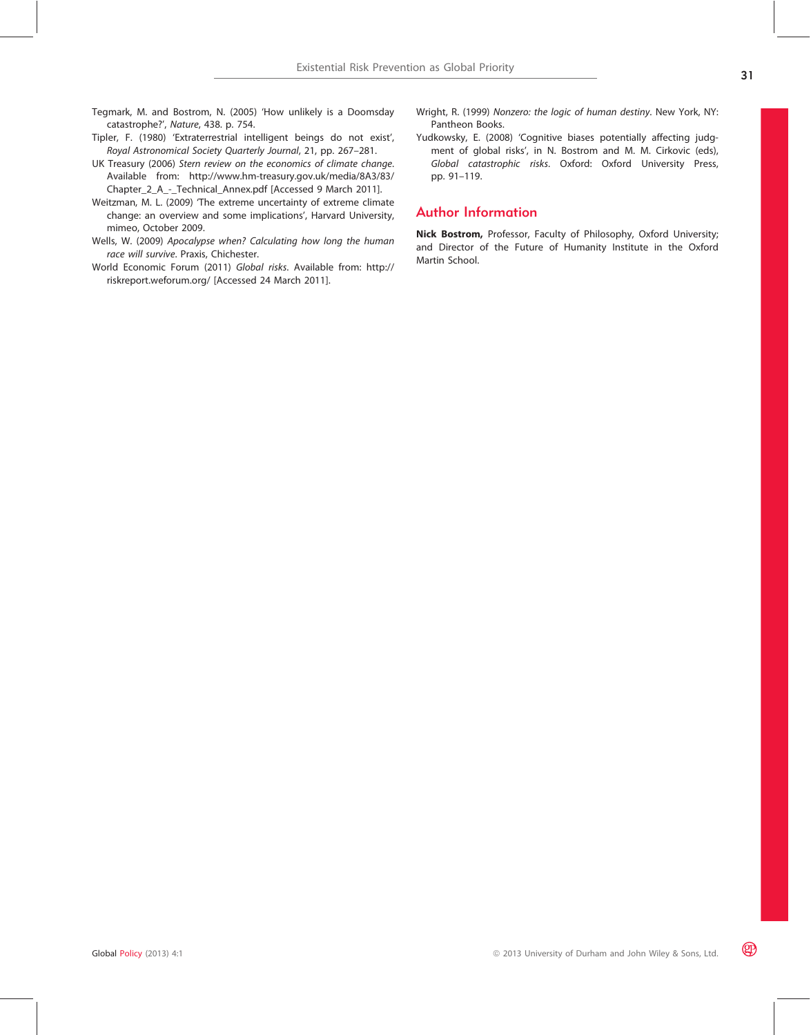Tegmark, M. and Bostrom, N. (2005) 'How unlikely is a Doomsday catastrophe?', *Nature*, 438. p. 754.

Tipler, F. (1980) 'Extraterrestrial intelligent beings do not exist', *Royal Astronomical Society Quarterly Journal*, 21, pp. 267–281.

UK Treasury (2006) *Stern review on the economics of climate change*. Available from: http://www.hm-treasury.gov.uk/media/8A3/83/Chapter_2_A_-_Technical_Annex.pdf [Accessed 9 March 2011].

Weitzman, M. L. (2009) 'The extreme uncertainty of extreme climate change: an overview and some implications', Harvard University, mimeo, October 2009.

Wells, W. (2009) *Apocalypse when? Calculating how long the human race will survive*. Praxis, Chichester.

World Economic Forum (2011) *Global risks*. Available from: http://riskreport.weforum.org/ [Accessed 24 March 2011].

Wright, R. (1999) *Nonzero: the logic of human destiny*. New York, NY: Pantheon Books.

Yudkowsky, E. (2008) 'Cognitive biases potentially affecting judgment of global risks', in N. Bostrom and M. M. Cirkovic (eds), *Global catastrophic risks*. Oxford: Oxford University Press, pp. 91–119.

## Author Information

**Nick Bostrom,** Professor, Faculty of Philosophy, Oxford University; and Director of the Future of Humanity Institute in the Oxford Martin School.